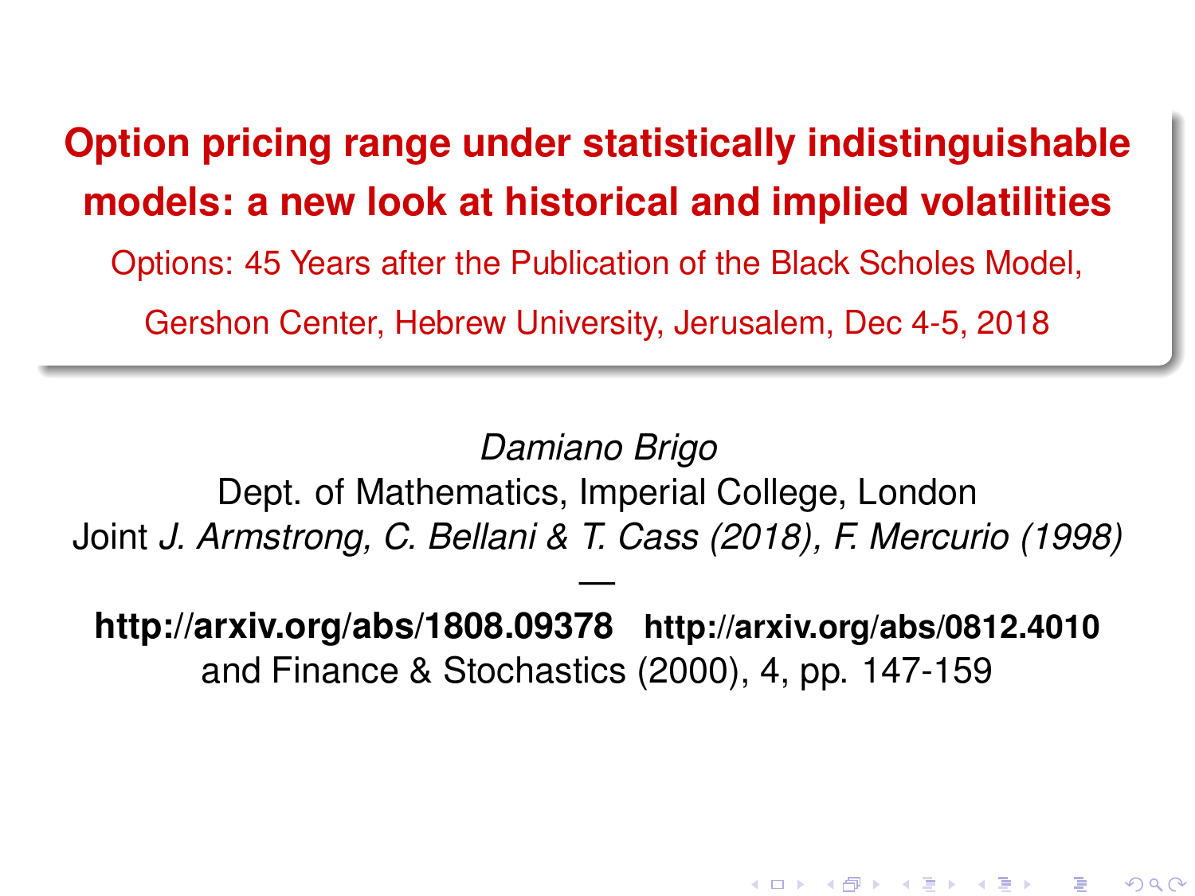# Option pricing range under statistically indistinguishable models: a new look at historical and implied volatilities

Options: 45 Years after the Publication of the Black Scholes Model,

Gershon Center, Hebrew University, Jerusalem, Dec 4-5, 2018

*Damiano Brigo*

Dept. of Mathematics, Imperial College, London

Joint *J. Armstrong, C. Bellani & T. Cass (2018), F. Mercurio (1998)*

—

**http://arxiv.org/abs/1808.09378** **http://arxiv.org/abs/0812.4010**

and Finance & Stochastics (2000), 4, pp. 147-159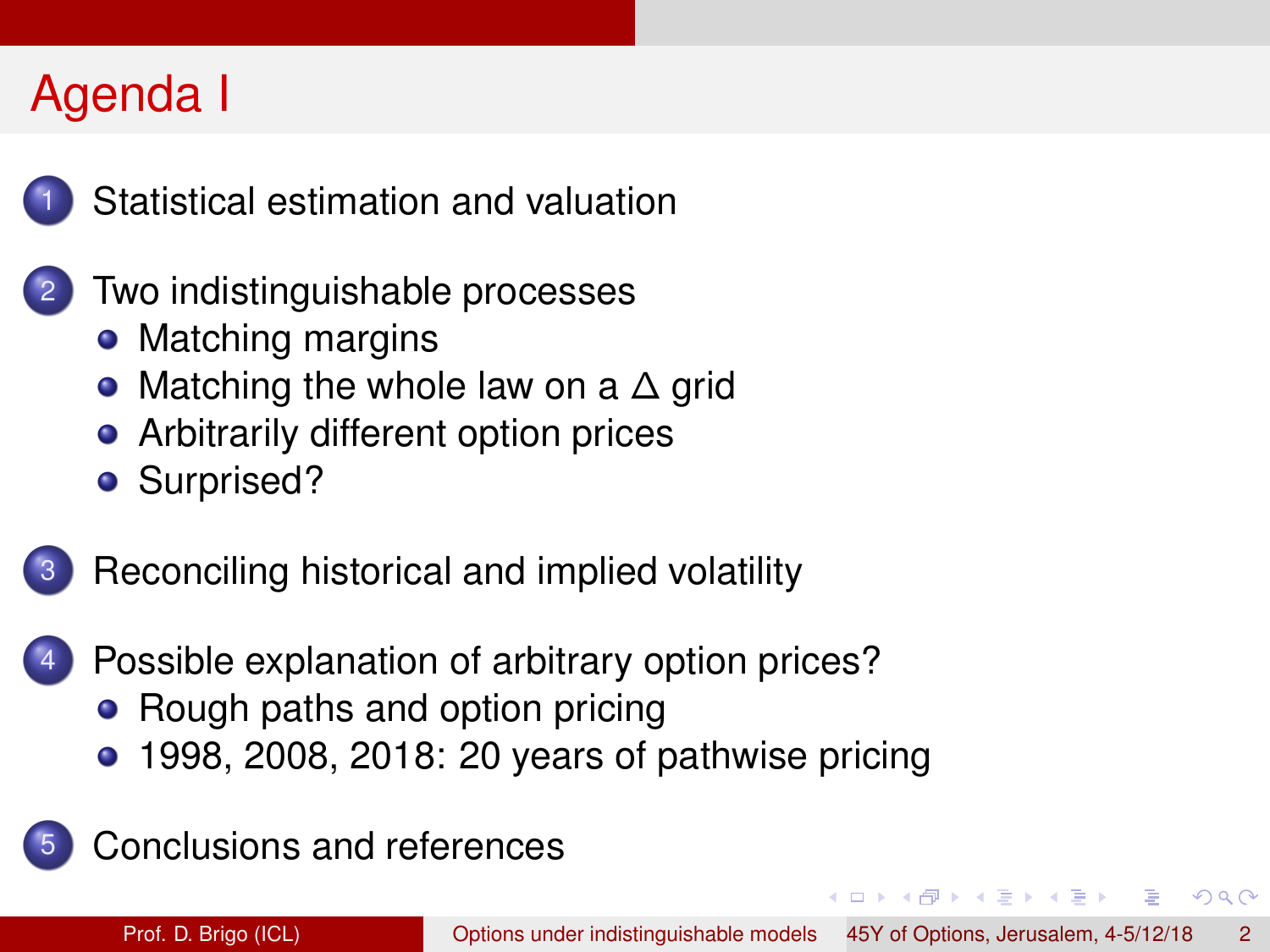# Agenda I

1. Statistical estimation and valuation
2. Two indistinguishable processes
   - Matching margins
   - Matching the whole law on a $\Delta$ grid
   - Arbitrarily different option prices
   - Surprised?
3. Reconciling historical and implied volatility
4. Possible explanation of arbitrary option prices?
   - Rough paths and option pricing
   - 1998, 2008, 2018: 20 years of pathwise pricing
5. Conclusions and references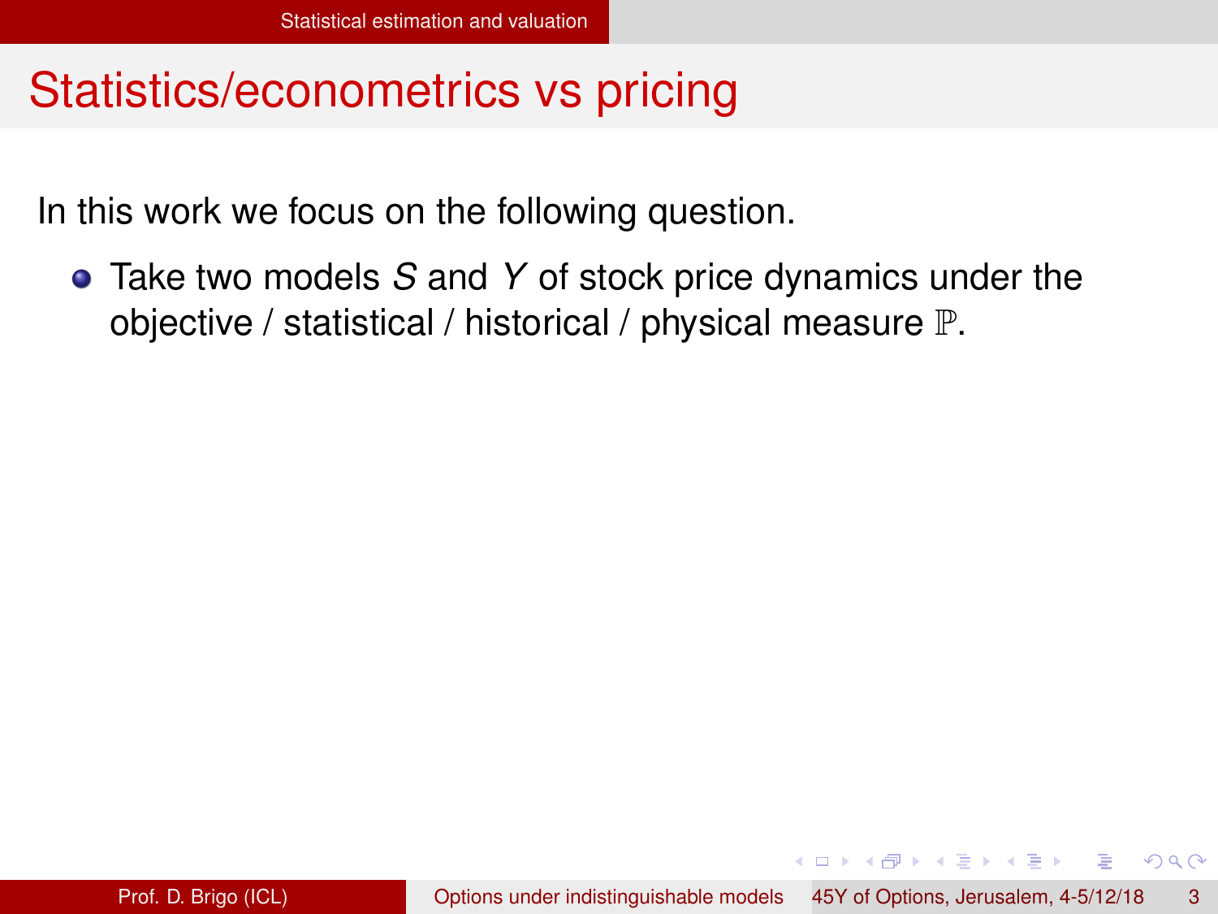# Statistics/econometrics vs pricing

In this work we focus on the following question.

- Take two models $S$ and $Y$ of stock price dynamics under the objective / statistical / historical / physical measure $\mathbb{P}$.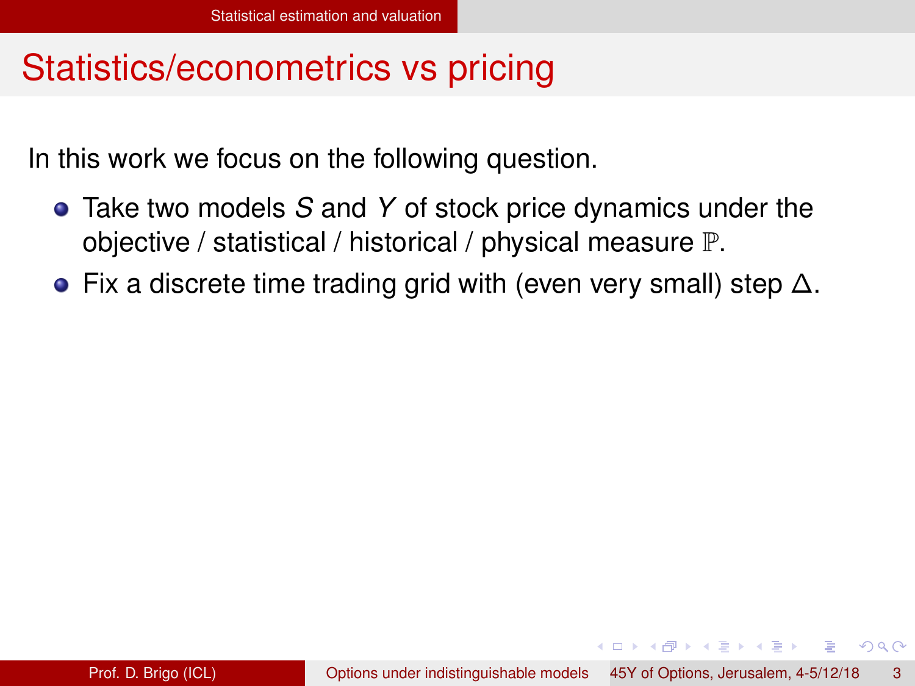# Statistics/econometrics vs pricing

In this work we focus on the following question.

- Take two models $S$ and $Y$ of stock price dynamics under the objective / statistical / historical / physical measure $\mathbb{P}$.
- Fix a discrete time trading grid with (even very small) step $\Delta$.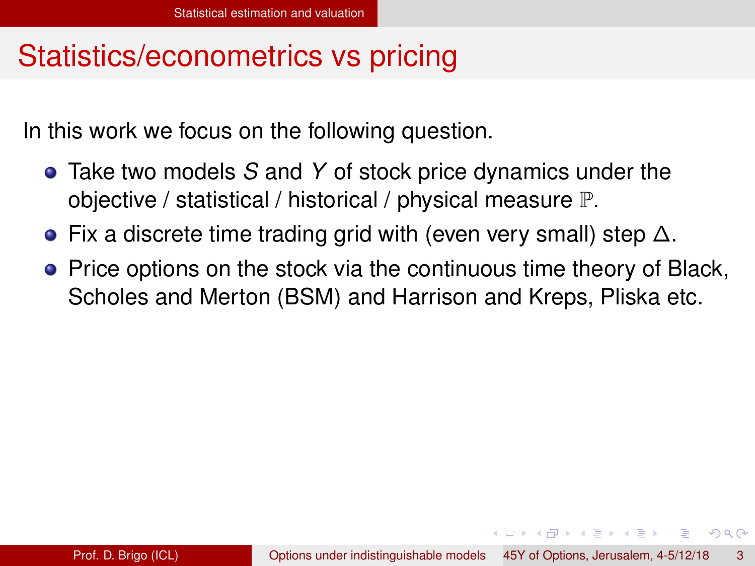# Statistics/econometrics vs pricing

In this work we focus on the following question.

- Take two models $S$ and $Y$ of stock price dynamics under the objective / statistical / historical / physical measure $\mathbb{P}$.
- Fix a discrete time trading grid with (even very small) step $\Delta$.
- Price options on the stock via the continuous time theory of Black, Scholes and Merton (BSM) and Harrison and Kreps, Pliska etc.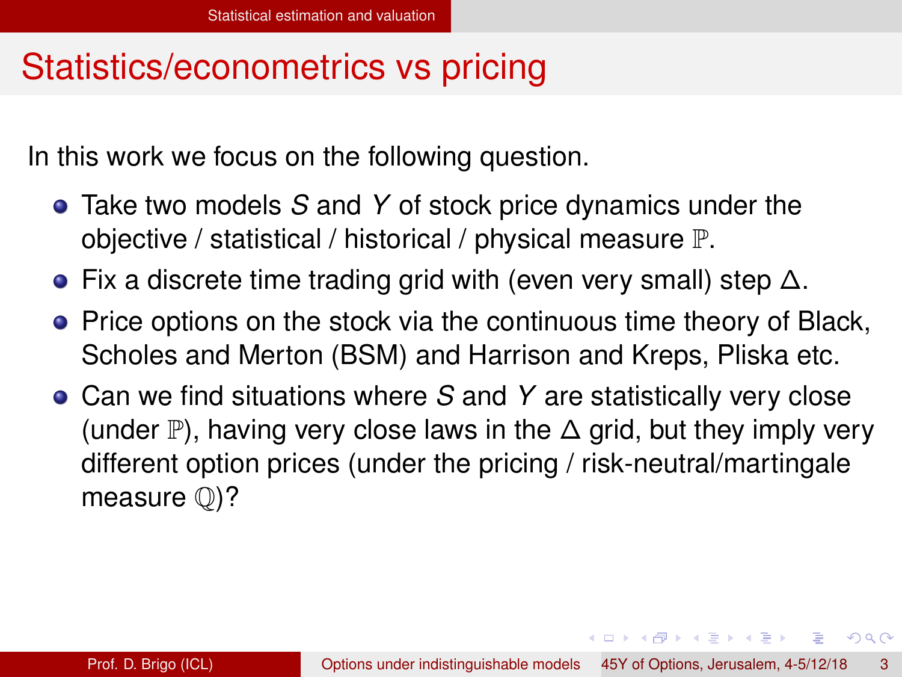# Statistics/econometrics vs pricing

In this work we focus on the following question.

- Take two models $S$ and $Y$ of stock price dynamics under the objective / statistical / historical / physical measure $\mathbb{P}$.
- Fix a discrete time trading grid with (even very small) step $\Delta$.
- Price options on the stock via the continuous time theory of Black, Scholes and Merton (BSM) and Harrison and Kreps, Pliska etc.
- Can we find situations where $S$ and $Y$ are statistically very close (under $\mathbb{P}$), having very close laws in the $\Delta$ grid, but they imply very different option prices (under the pricing / risk-neutral/martingale measure $\mathbb{Q}$)?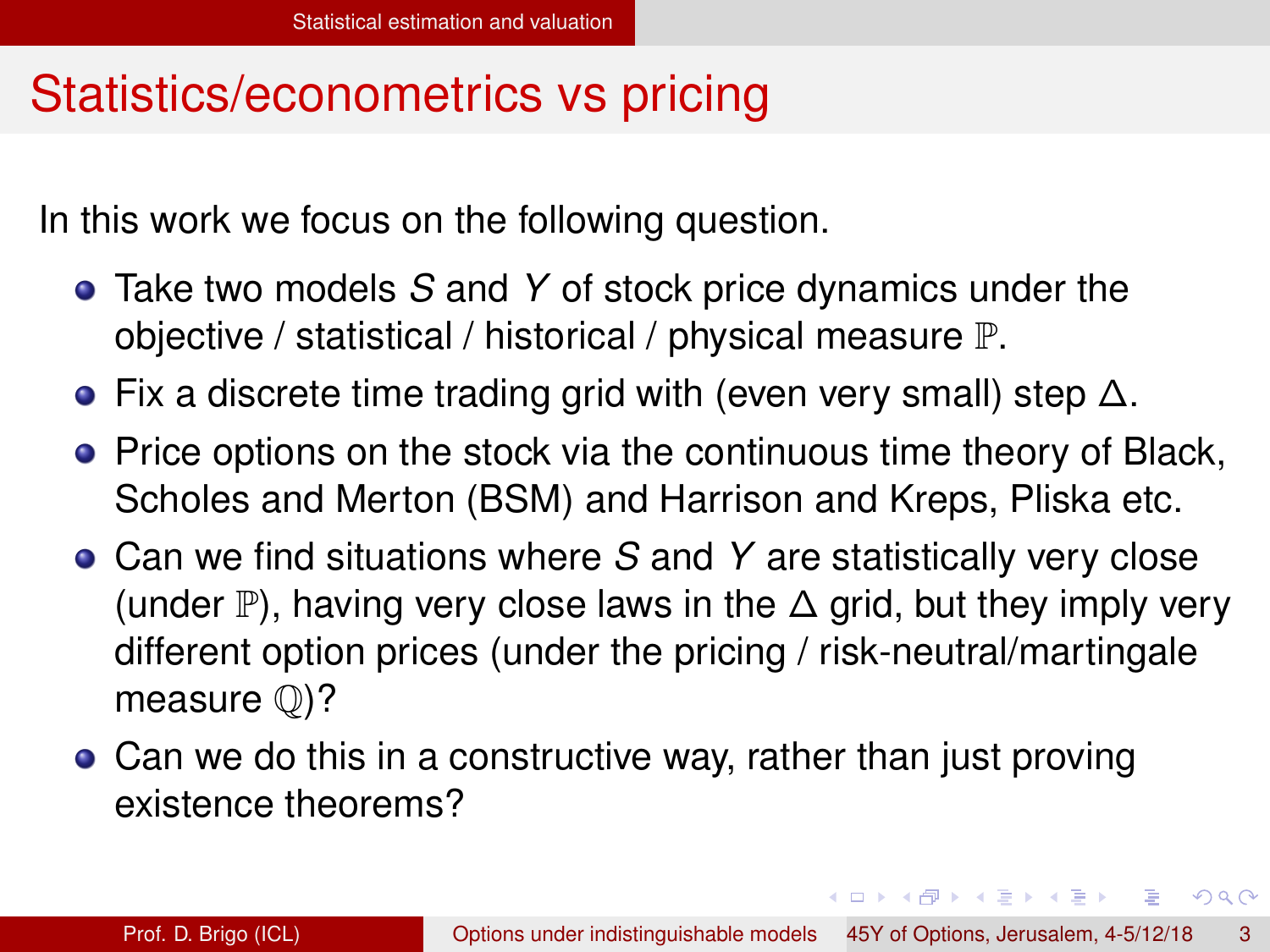# Statistics/econometrics vs pricing

In this work we focus on the following question.

- Take two models $S$ and $Y$ of stock price dynamics under the objective / statistical / historical / physical measure $\mathbb{P}$.
- Fix a discrete time trading grid with (even very small) step $\Delta$.
- Price options on the stock via the continuous time theory of Black, Scholes and Merton (BSM) and Harrison and Kreps, Pliska etc.
- Can we find situations where $S$ and $Y$ are statistically very close (under $\mathbb{P}$), having very close laws in the $\Delta$ grid, but they imply very different option prices (under the pricing / risk-neutral/martingale measure $\mathbb{Q}$)?
- Can we do this in a constructive way, rather than just proving existence theorems?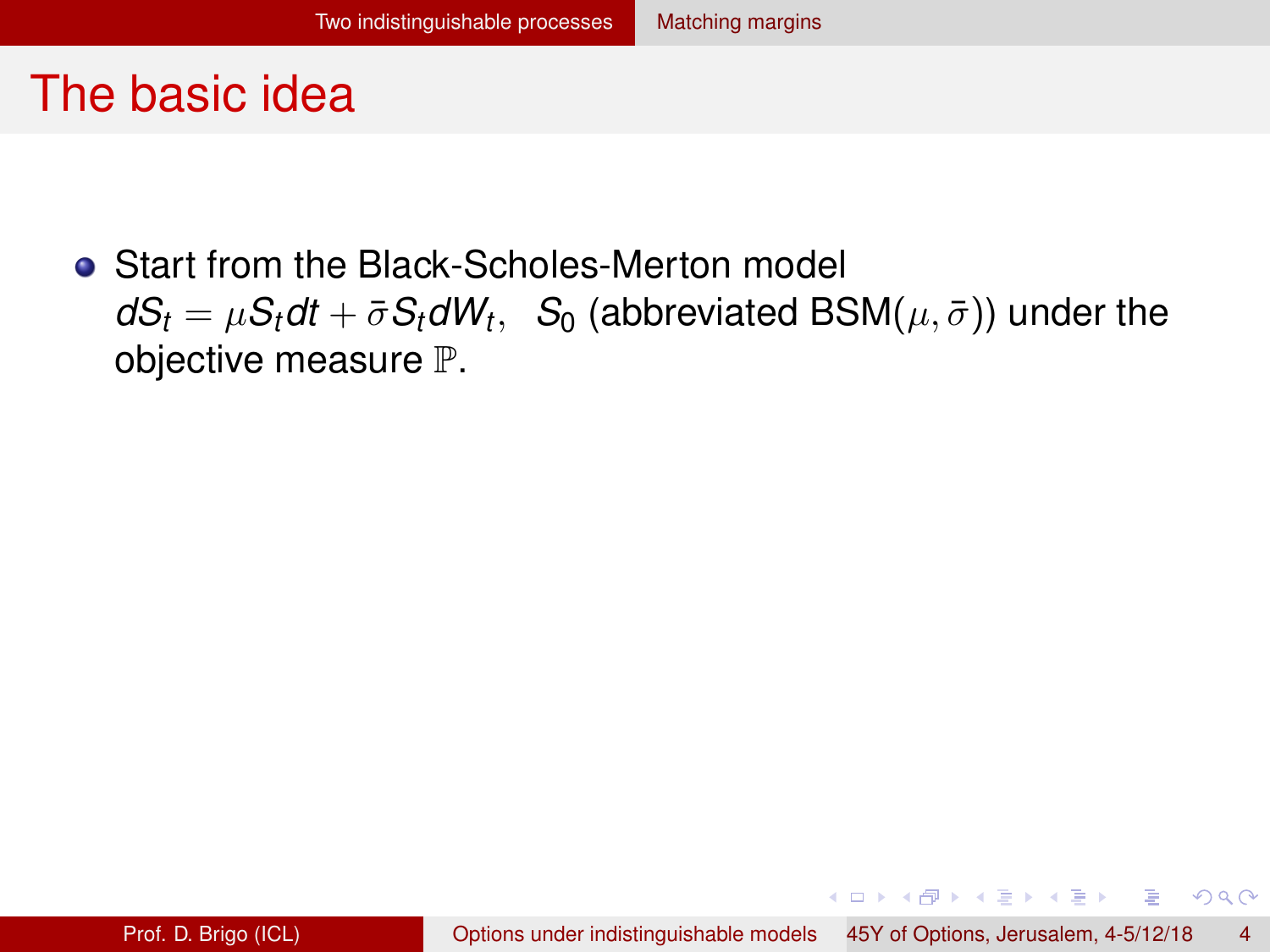# The basic idea

- Start from the Black-Scholes-Merton model $dS_t = \mu S_t dt + \bar{\sigma} S_t dW_t, \;\; S_0$ (abbreviated BSM($\mu, \bar{\sigma}$)) under the objective measure $\mathbb{P}$.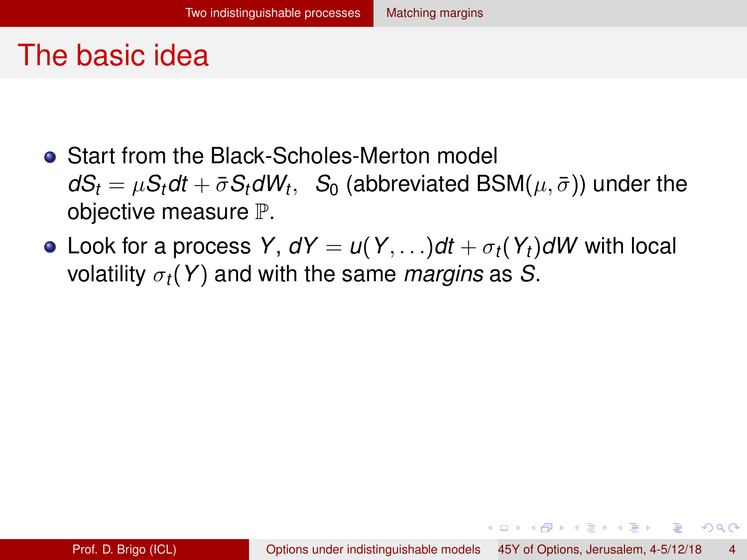# The basic idea

- Start from the Black-Scholes-Merton model $dS_t = \mu S_t dt + \bar{\sigma} S_t dW_t, \;\; S_0$ (abbreviated BSM($\mu, \bar{\sigma}$)) under the objective measure $\mathbb{P}$.
- Look for a process $Y$, $dY = u(Y, \ldots)dt + \sigma_t(Y_t)dW$ with local volatility $\sigma_t(Y)$ and with the same *margins* as $S$.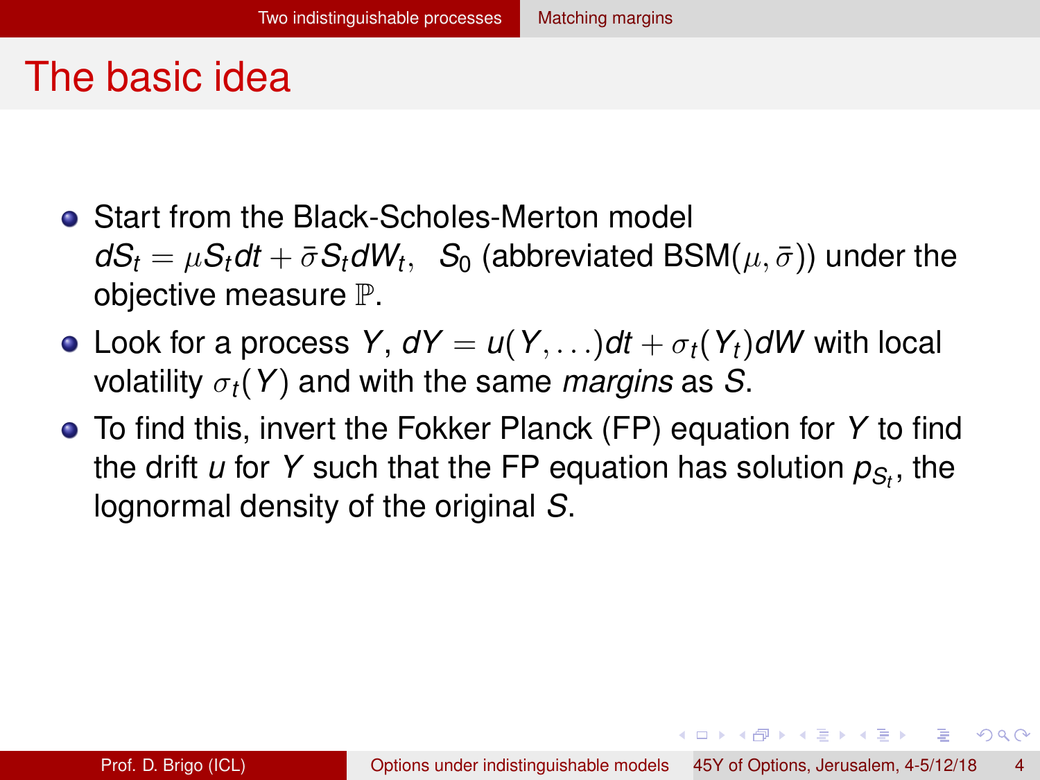# The basic idea

- Start from the Black-Scholes-Merton model $dS_t = \mu S_t dt + \bar{\sigma} S_t dW_t, \;\; S_0$ (abbreviated BSM($\mu, \bar{\sigma}$)) under the objective measure $\mathbb{P}$.
- Look for a process $Y$, $dY = u(Y, \ldots)dt + \sigma_t(Y_t)dW$ with local volatility $\sigma_t(Y)$ and with the same *margins* as $S$.
- To find this, invert the Fokker Planck (FP) equation for $Y$ to find the drift $u$ for $Y$ such that the FP equation has solution $p_{S_t}$, the lognormal density of the original $S$.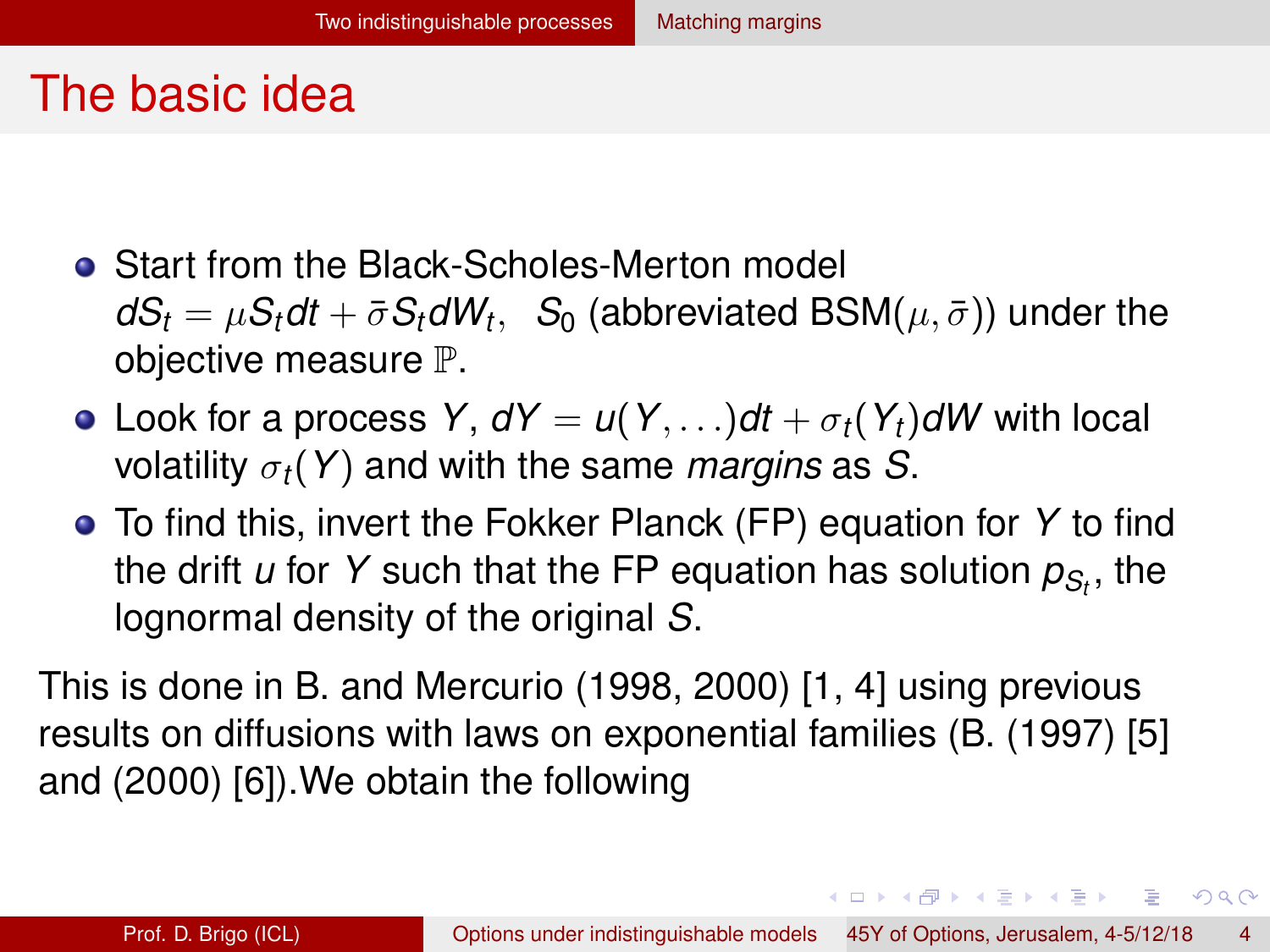# The basic idea

- Start from the Black-Scholes-Merton model $dS_t = \mu S_t dt + \bar{\sigma} S_t dW_t, \;\; S_0$ (abbreviated BSM($\mu, \bar{\sigma}$)) under the objective measure $\mathbb{P}$.
- Look for a process $Y$, $dY = u(Y, \ldots)dt + \sigma_t(Y_t)dW$ with local volatility $\sigma_t(Y)$ and with the same *margins* as $S$.
- To find this, invert the Fokker Planck (FP) equation for $Y$ to find the drift $u$ for $Y$ such that the FP equation has solution $p_{S_t}$, the lognormal density of the original $S$.

This is done in B. and Mercurio (1998, 2000) [1, 4] using previous results on diffusions with laws on exponential families (B. (1997) [5] and (2000) [6]).We obtain the following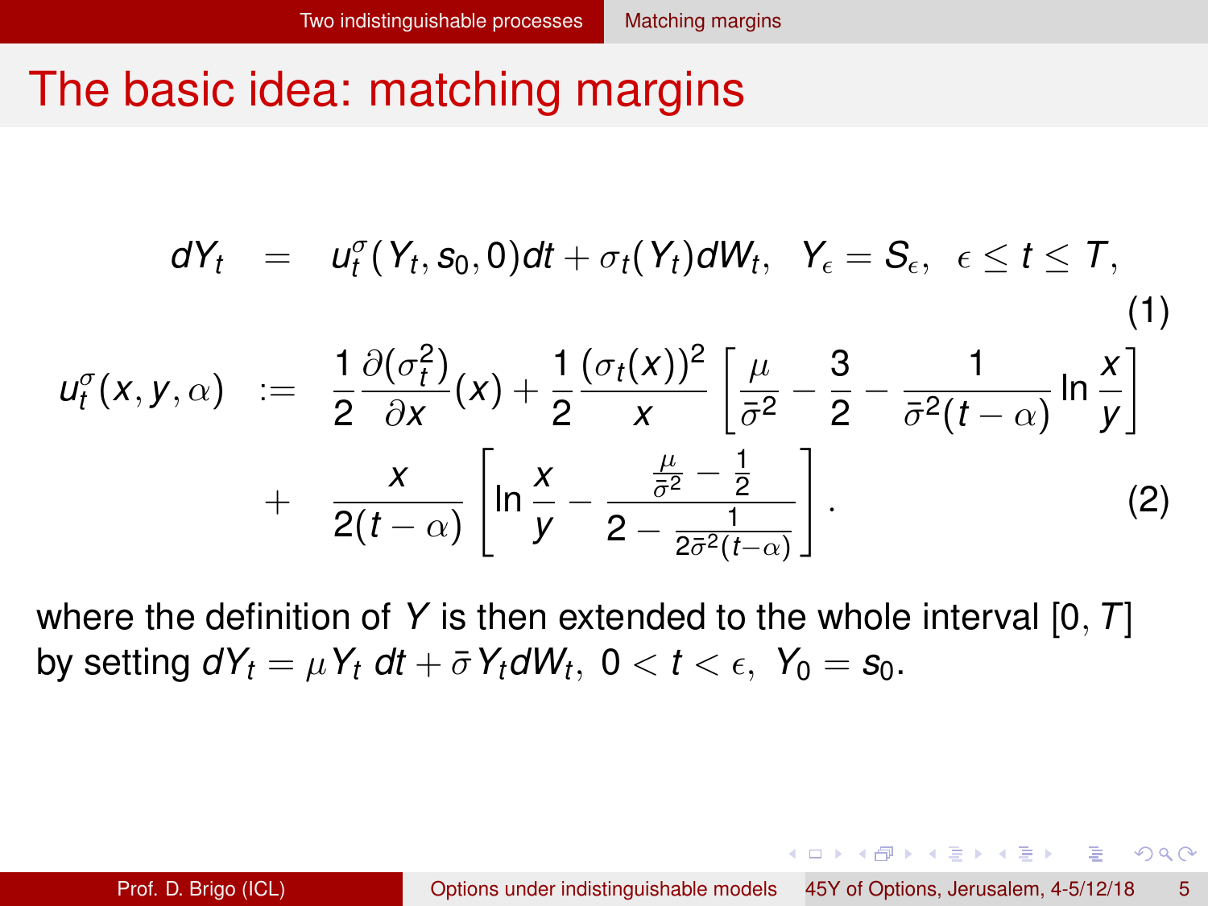# The basic idea: matching margins

$$dY_t = u_t^\sigma(Y_t, s_0, 0)dt + \sigma_t(Y_t)dW_t, \quad Y_\epsilon = S_\epsilon, \quad \epsilon \leq t \leq T, \tag{1}$$

$$\begin{aligned} u_t^\sigma(x, y, \alpha) &:= \frac{1}{2}\frac{\partial(\sigma_t^2)}{\partial x}(x) + \frac{1}{2}\frac{(\sigma_t(x))^2}{x}\left[\frac{\mu}{\bar{\sigma}^2} - \frac{3}{2} - \frac{1}{\bar{\sigma}^2(t-\alpha)}\ln\frac{x}{y}\right] \\ &+ \frac{x}{2(t-\alpha)}\left[\ln\frac{x}{y} - \frac{\frac{\mu}{\bar{\sigma}^2} - \frac{1}{2}}{2 - \frac{1}{2\bar{\sigma}^2(t-\alpha)}}\right]. \end{aligned} \tag{2}$$

where the definition of $Y$ is then extended to the whole interval $[0, T]$ by setting $dY_t = \mu Y_t\, dt + \bar{\sigma} Y_t dW_t,\ 0 < t < \epsilon,\ Y_0 = s_0$.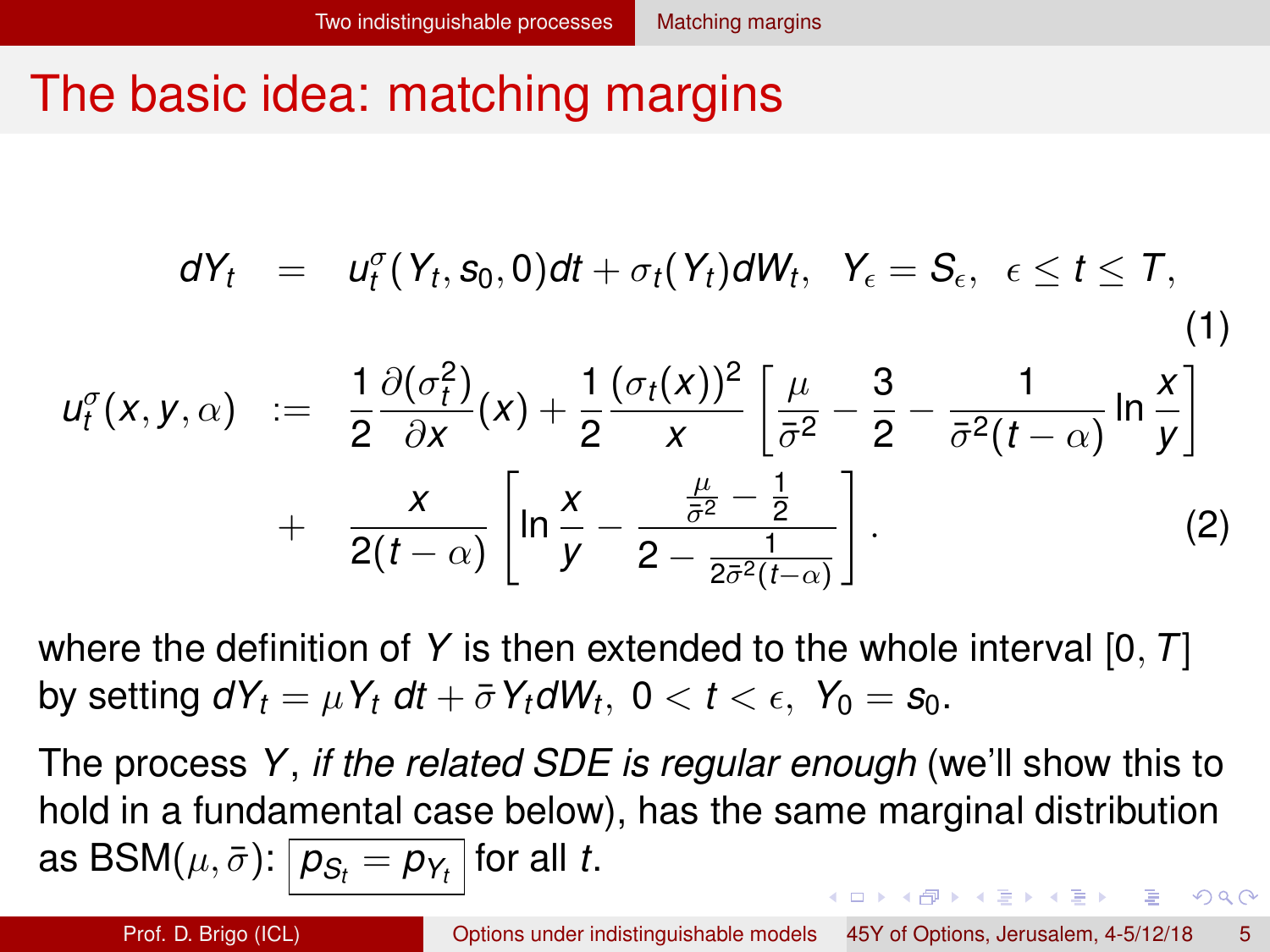# The basic idea: matching margins

$$dY_t = u^\sigma_t(Y_t, s_0, 0)dt + \sigma_t(Y_t)dW_t, \quad Y_\epsilon = S_\epsilon, \quad \epsilon \le t \le T, \tag{1}$$

$$u^\sigma_t(x, y, \alpha) := \frac{1}{2}\frac{\partial(\sigma_t^2)}{\partial x}(x) + \frac{1}{2}\frac{(\sigma_t(x))^2}{x}\left[\frac{\mu}{\bar\sigma^2} - \frac{3}{2} - \frac{1}{\bar\sigma^2(t-\alpha)}\ln\frac{x}{y}\right] + \frac{x}{2(t-\alpha)}\left[\ln\frac{x}{y} - \frac{\frac{\mu}{\bar\sigma^2} - \frac{1}{2}}{2 - \frac{1}{2\bar\sigma^2(t-\alpha)}}\right]. \tag{2}$$

where the definition of $Y$ is then extended to the whole interval $[0, T]$ by setting $dY_t = \mu Y_t \, dt + \bar\sigma Y_t dW_t, \; 0 < t < \epsilon, \; Y_0 = s_0$.

The process $Y$, *if the related SDE is regular enough* (we'll show this to hold in a fundamental case below), has the same marginal distribution as BSM$(\mu, \bar\sigma)$: $\boxed{p_{S_t} = p_{Y_t}}$ for all $t$.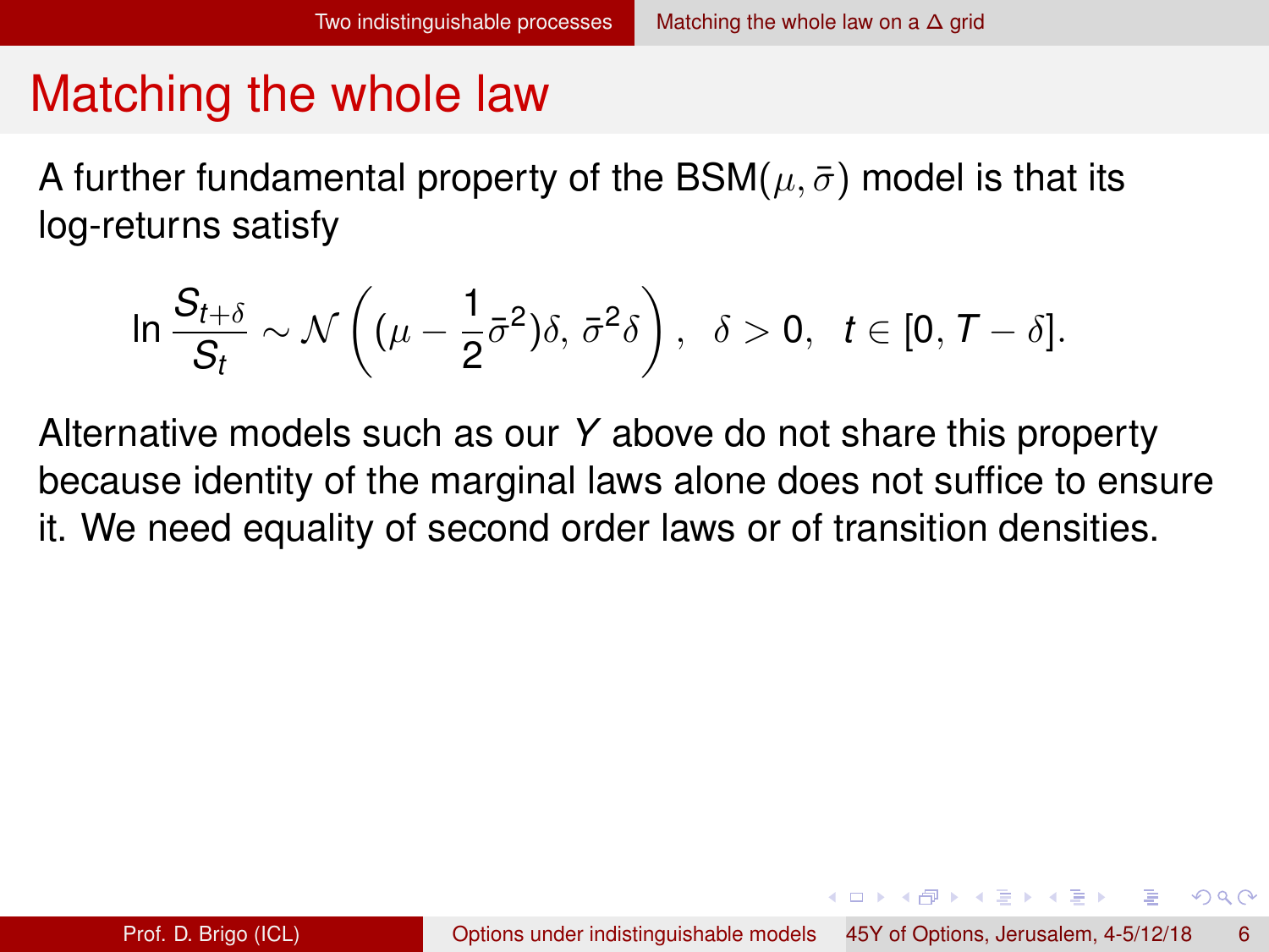# Matching the whole law

A further fundamental property of the BSM$(\mu, \bar{\sigma})$ model is that its log-returns satisfy

$$\ln \frac{S_{t+\delta}}{S_t} \sim \mathcal{N}\left((\mu - \frac{1}{2}\bar{\sigma}^2)\delta, \, \bar{\sigma}^2\delta\right), \quad \delta > 0, \quad t \in [0, T - \delta].$$

Alternative models such as our $Y$ above do not share this property because identity of the marginal laws alone does not suffice to ensure it. We need equality of second order laws or of transition densities.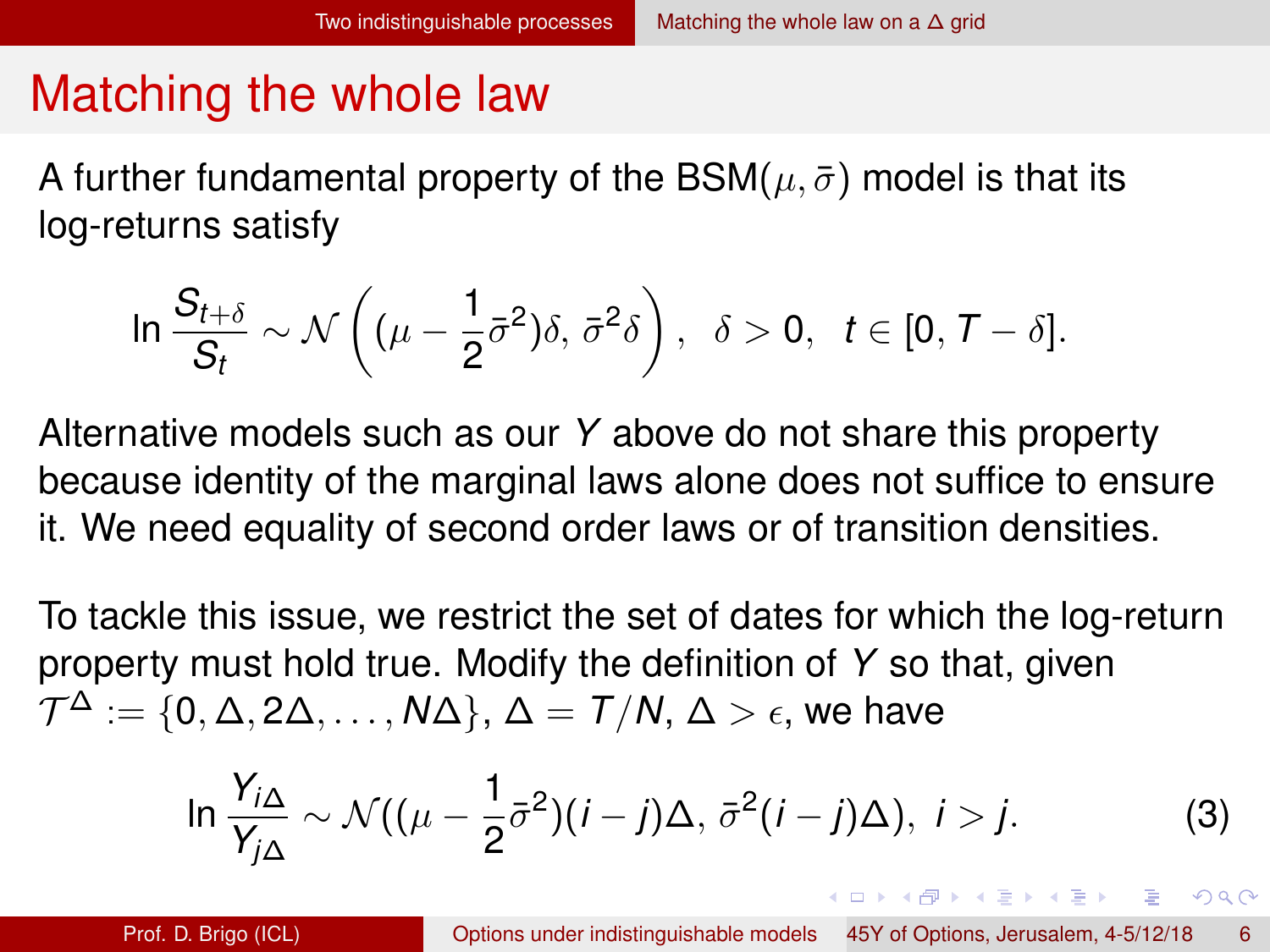# Matching the whole law

A further fundamental property of the BSM$(\mu, \bar{\sigma})$ model is that its log-returns satisfy

$$\ln \frac{S_{t+\delta}}{S_t} \sim \mathcal{N}\left((\mu - \frac{1}{2}\bar{\sigma}^2)\delta, \, \bar{\sigma}^2\delta\right), \quad \delta > 0, \quad t \in [0, T - \delta].$$

Alternative models such as our $Y$ above do not share this property because identity of the marginal laws alone does not suffice to ensure it. We need equality of second order laws or of transition densities.

To tackle this issue, we restrict the set of dates for which the log-return property must hold true. Modify the definition of $Y$ so that, given $\mathcal{T}^\Delta := \{0, \Delta, 2\Delta, \ldots, N\Delta\}$, $\Delta = T/N$, $\Delta > \epsilon$, we have

$$\ln \frac{Y_{i\Delta}}{Y_{j\Delta}} \sim \mathcal{N}((\mu - \frac{1}{2}\bar{\sigma}^2)(i-j)\Delta, \, \bar{\sigma}^2(i-j)\Delta), \; i > j. \tag{3}$$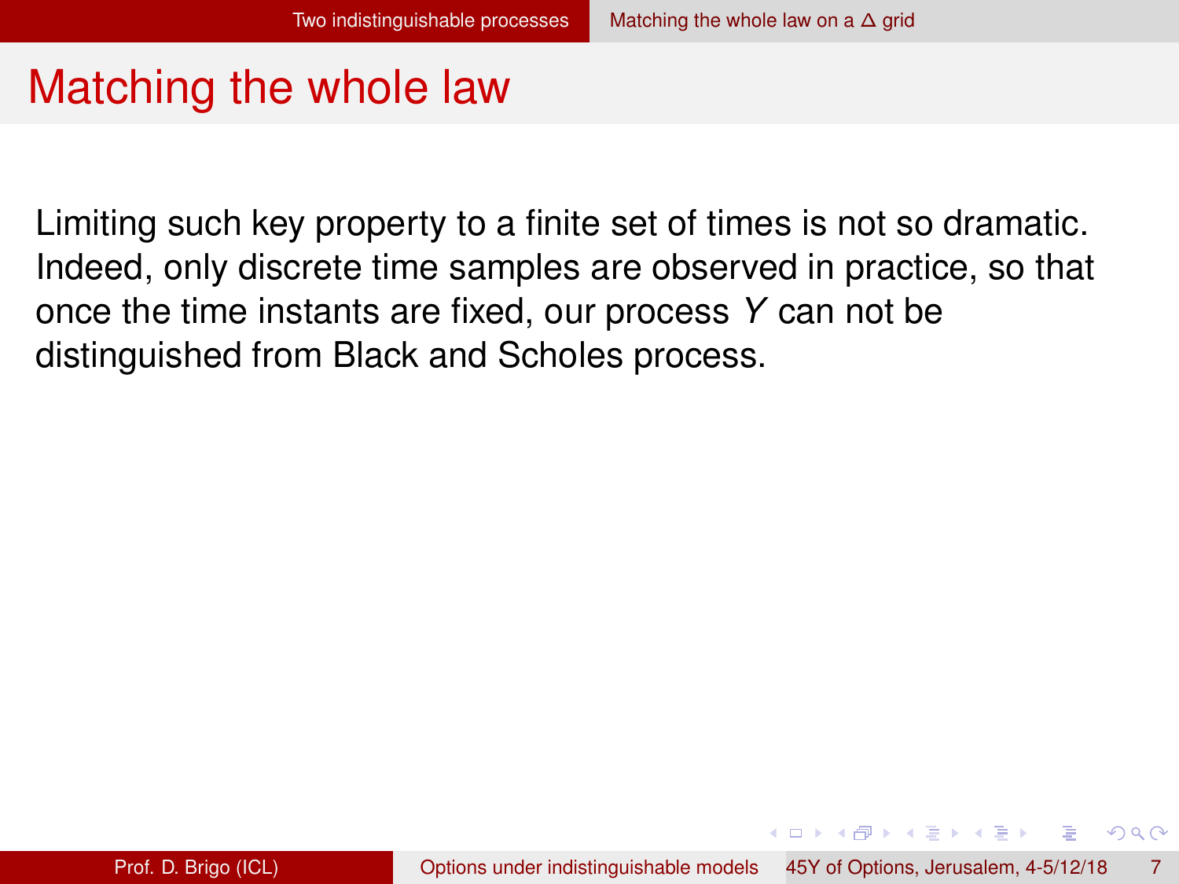# Matching the whole law

Limiting such key property to a finite set of times is not so dramatic. Indeed, only discrete time samples are observed in practice, so that once the time instants are fixed, our process $Y$ can not be distinguished from Black and Scholes process.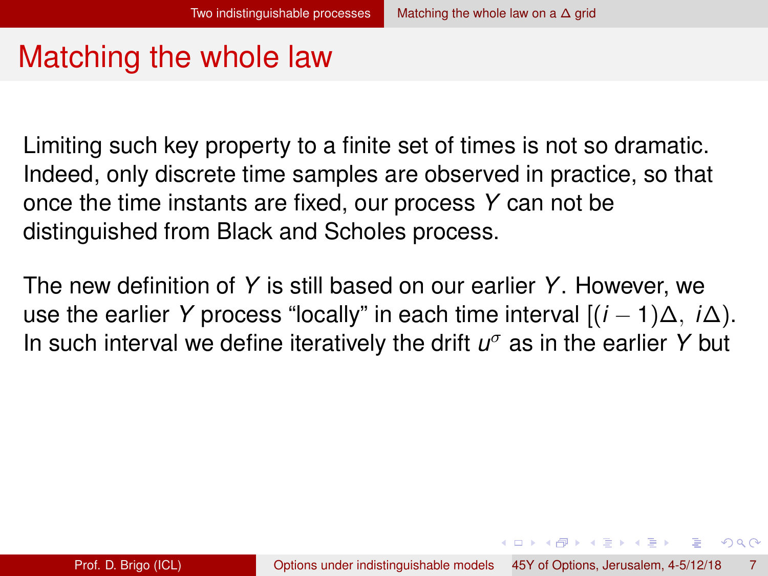# Matching the whole law

Limiting such key property to a finite set of times is not so dramatic. Indeed, only discrete time samples are observed in practice, so that once the time instants are fixed, our process $Y$ can not be distinguished from Black and Scholes process.

The new definition of $Y$ is still based on our earlier $Y$. However, we use the earlier $Y$ process "locally" in each time interval $[(i-1)\Delta,\ i\Delta)$. In such interval we define iteratively the drift $u^{\sigma}$ as in the earlier $Y$ but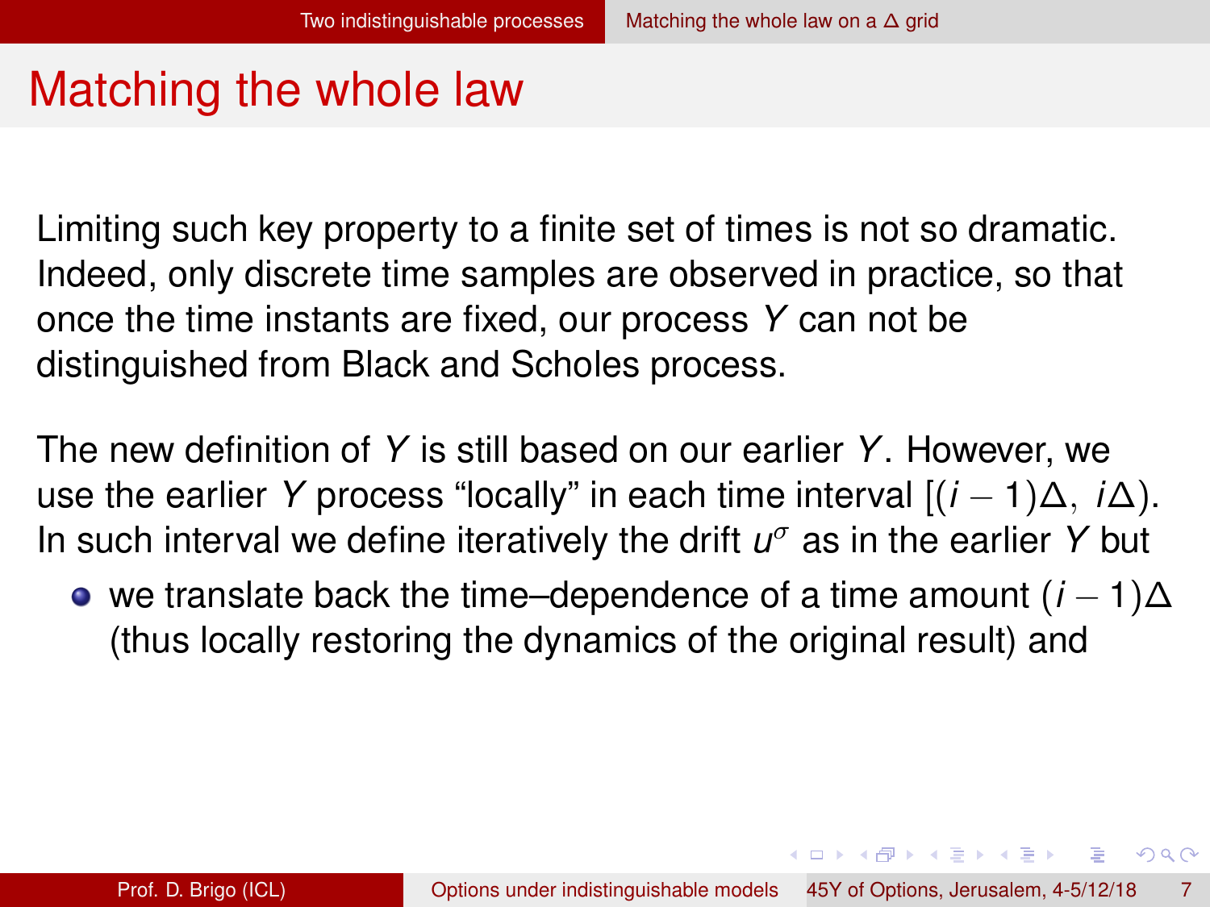# Matching the whole law

Limiting such key property to a finite set of times is not so dramatic. Indeed, only discrete time samples are observed in practice, so that once the time instants are fixed, our process $Y$ can not be distinguished from Black and Scholes process.

The new definition of $Y$ is still based on our earlier $Y$. However, we use the earlier $Y$ process "locally" in each time interval $[(i-1)\Delta,\ i\Delta)$. In such interval we define iteratively the drift $u^\sigma$ as in the earlier $Y$ but

- we translate back the time–dependence of a time amount $(i-1)\Delta$ (thus locally restoring the dynamics of the original result) and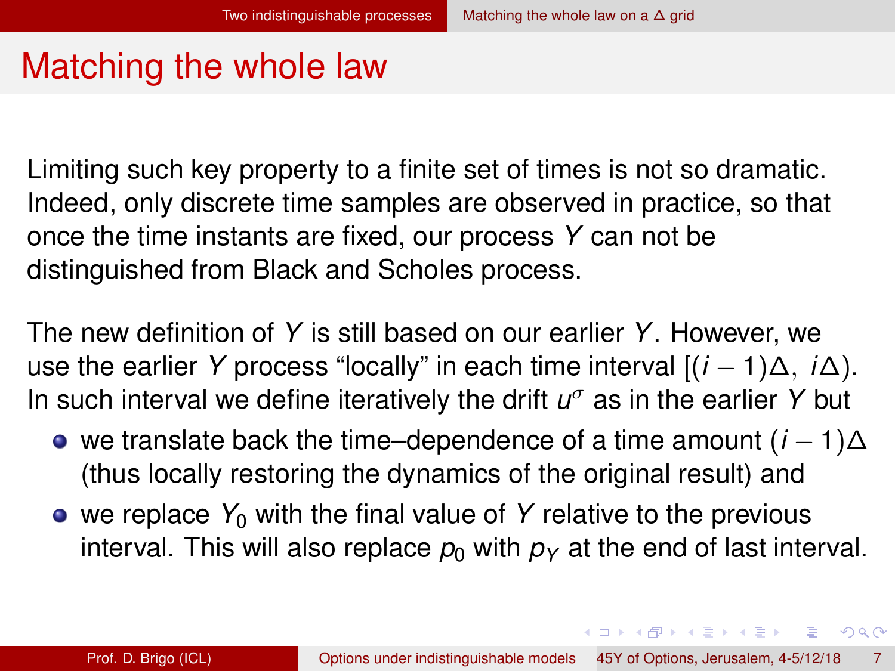# Matching the whole law

Limiting such key property to a finite set of times is not so dramatic. Indeed, only discrete time samples are observed in practice, so that once the time instants are fixed, our process $Y$ can not be distinguished from Black and Scholes process.

The new definition of $Y$ is still based on our earlier $Y$. However, we use the earlier $Y$ process "locally" in each time interval $[(i-1)\Delta, \ i\Delta)$. In such interval we define iteratively the drift $u^{\sigma}$ as in the earlier $Y$ but

- we translate back the time–dependence of a time amount $(i-1)\Delta$ (thus locally restoring the dynamics of the original result) and
- we replace $Y_0$ with the final value of $Y$ relative to the previous interval. This will also replace $p_0$ with $p_Y$ at the end of last interval.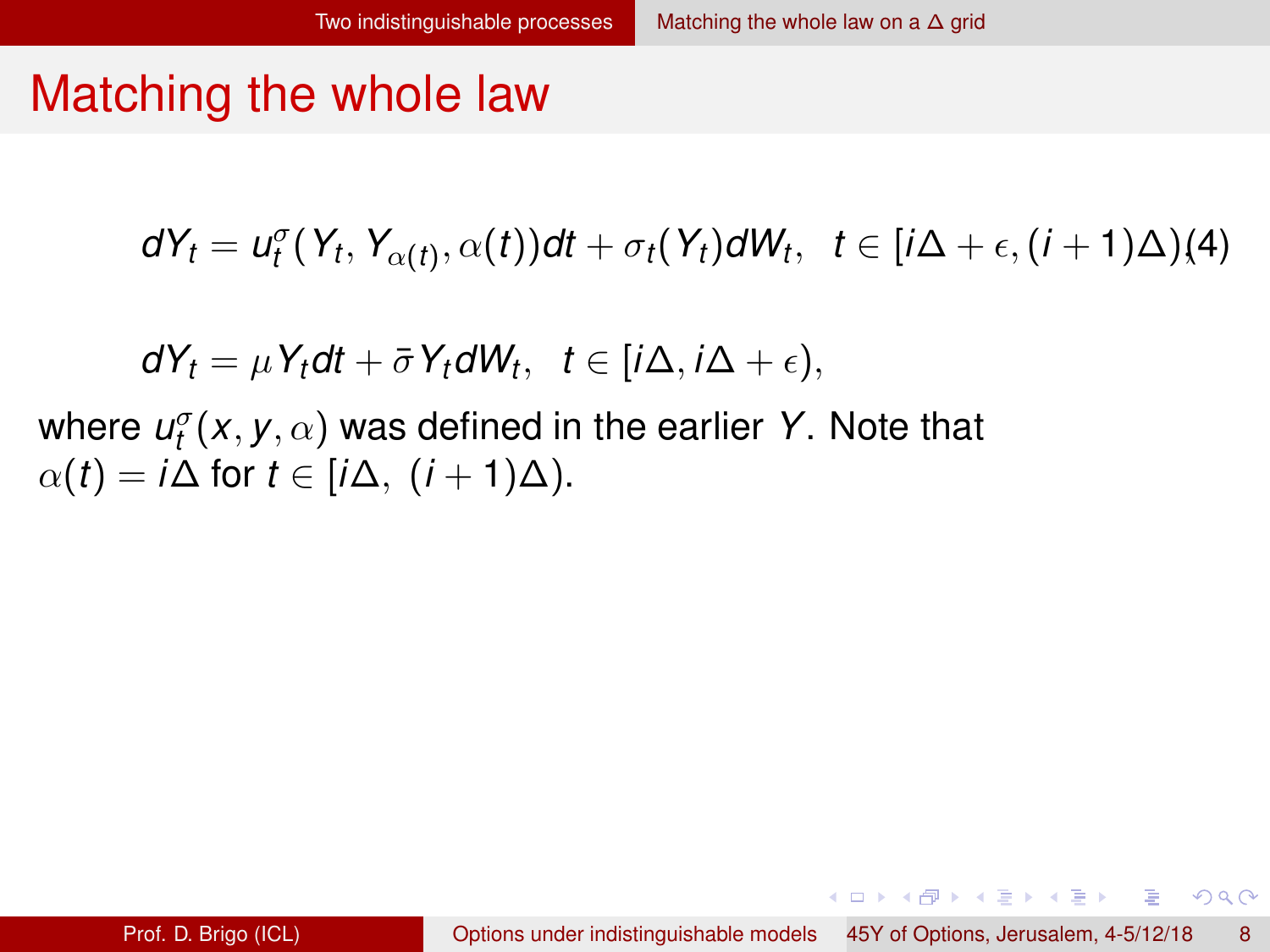# Matching the whole law

$$dY_t = u_t^\sigma(Y_t, Y_{\alpha(t)}, \alpha(t))dt + \sigma_t(Y_t)dW_t, \quad t \in [i\Delta + \epsilon, (i+1)\Delta), \tag{4}$$

$$dY_t = \mu Y_t dt + \bar{\sigma} Y_t dW_t, \quad t \in [i\Delta, i\Delta + \epsilon),$$

where $u_t^\sigma(x, y, \alpha)$ was defined in the earlier $Y$. Note that $\alpha(t) = i\Delta$ for $t \in [i\Delta,\ (i+1)\Delta)$.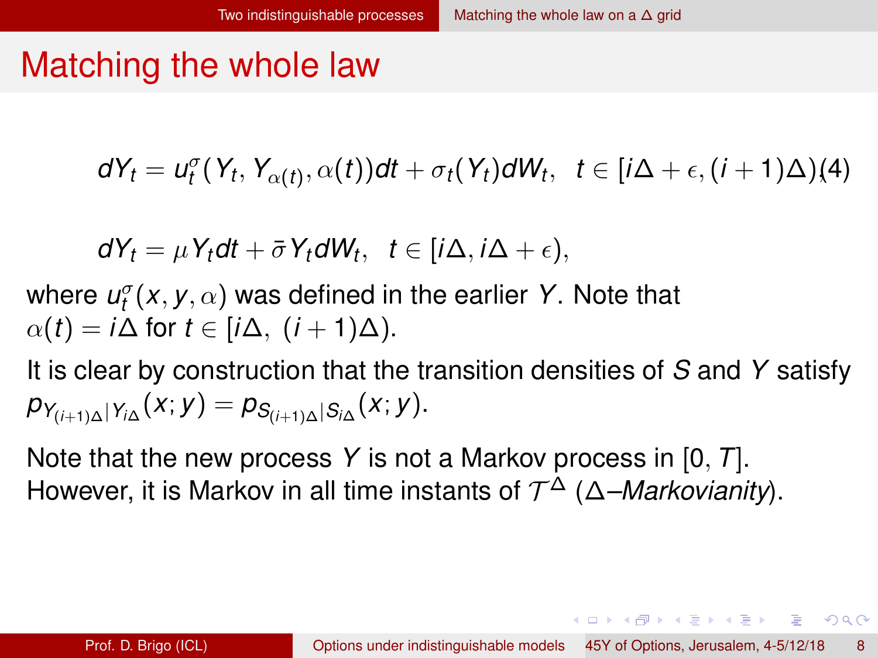# Matching the whole law

$$dY_t = u^\sigma_t(Y_t, Y_{\alpha(t)}, \alpha(t))dt + \sigma_t(Y_t)dW_t, \quad t \in [i\Delta + \epsilon, (i+1)\Delta) \tag{4}$$

$$dY_t = \mu Y_t dt + \bar{\sigma} Y_t dW_t, \quad t \in [i\Delta, i\Delta + \epsilon),$$

where $u^\sigma_t(x, y, \alpha)$ was defined in the earlier $Y$. Note that $\alpha(t) = i\Delta$ for $t \in [i\Delta, \ (i+1)\Delta)$.

It is clear by construction that the transition densities of $S$ and $Y$ satisfy $p_{Y_{(i+1)\Delta}|Y_{i\Delta}}(x; y) = p_{S_{(i+1)\Delta}|S_{i\Delta}}(x; y)$.

Note that the new process $Y$ is not a Markov process in $[0, T]$. However, it is Markov in all time instants of $\mathcal{T}^\Delta$ ($\Delta$–*Markovianity*).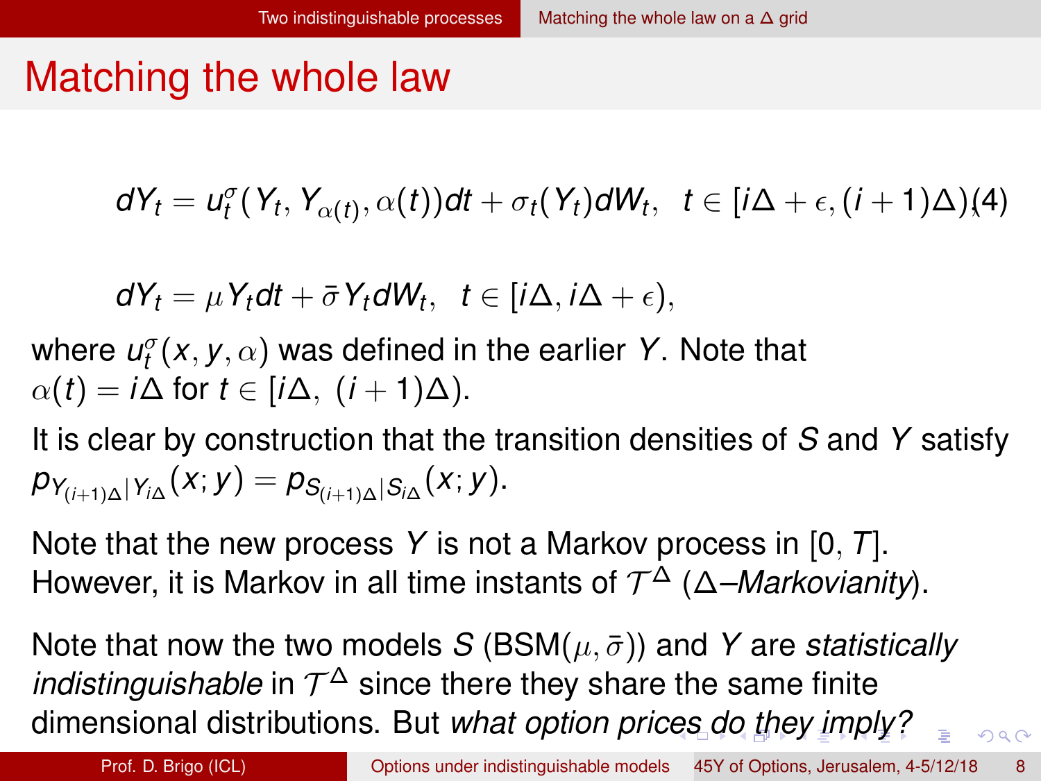# Matching the whole law

$$dY_t = u_t^{\sigma}(Y_t, Y_{\alpha(t)}, \alpha(t))dt + \sigma_t(Y_t)dW_t, \quad t \in [i\Delta + \epsilon, (i+1)\Delta) \tag{4}$$

$$dY_t = \mu Y_t dt + \bar{\sigma} Y_t dW_t, \quad t \in [i\Delta, i\Delta + \epsilon),$$

where $u_t^{\sigma}(x, y, \alpha)$ was defined in the earlier $Y$. Note that $\alpha(t) = i\Delta$ for $t \in [i\Delta, \ (i+1)\Delta)$.

It is clear by construction that the transition densities of $S$ and $Y$ satisfy $p_{Y_{(i+1)\Delta}|Y_{i\Delta}}(x; y) = p_{S_{(i+1)\Delta}|S_{i\Delta}}(x; y)$.

Note that the new process $Y$ is not a Markov process in $[0, T]$. However, it is Markov in all time instants of $\mathcal{T}^{\Delta}$ ($\Delta$–*Markovianity*).

Note that now the two models $S$ (BSM$(\mu, \bar{\sigma})$) and $Y$ are *statistically indistinguishable* in $\mathcal{T}^{\Delta}$ since there they share the same finite dimensional distributions. But *what option prices do they imply?*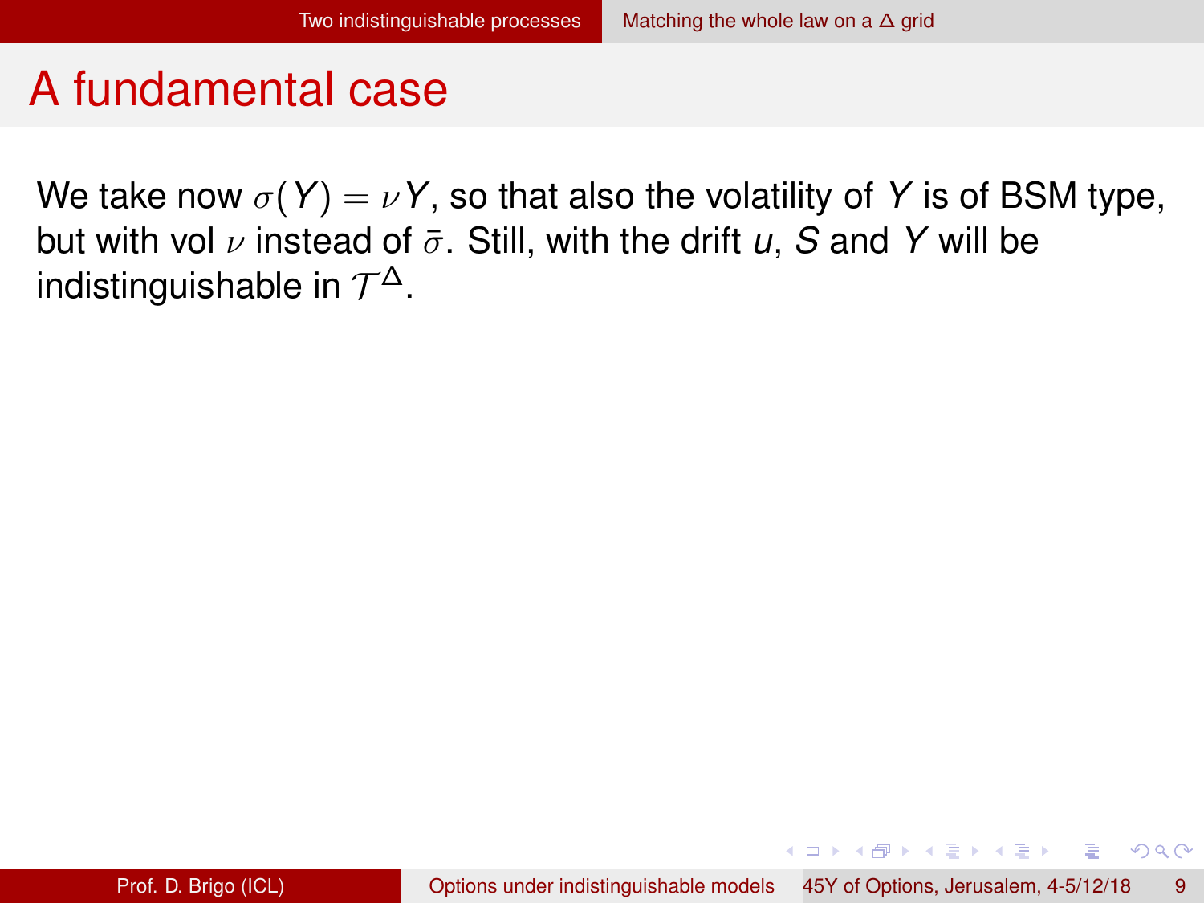# A fundamental case

We take now $\sigma(Y) = \nu Y$, so that also the volatility of $Y$ is of BSM type, but with vol $\nu$ instead of $\bar{\sigma}$. Still, with the drift $u$, $S$ and $Y$ will be indistinguishable in $\mathcal{T}^{\Delta}$.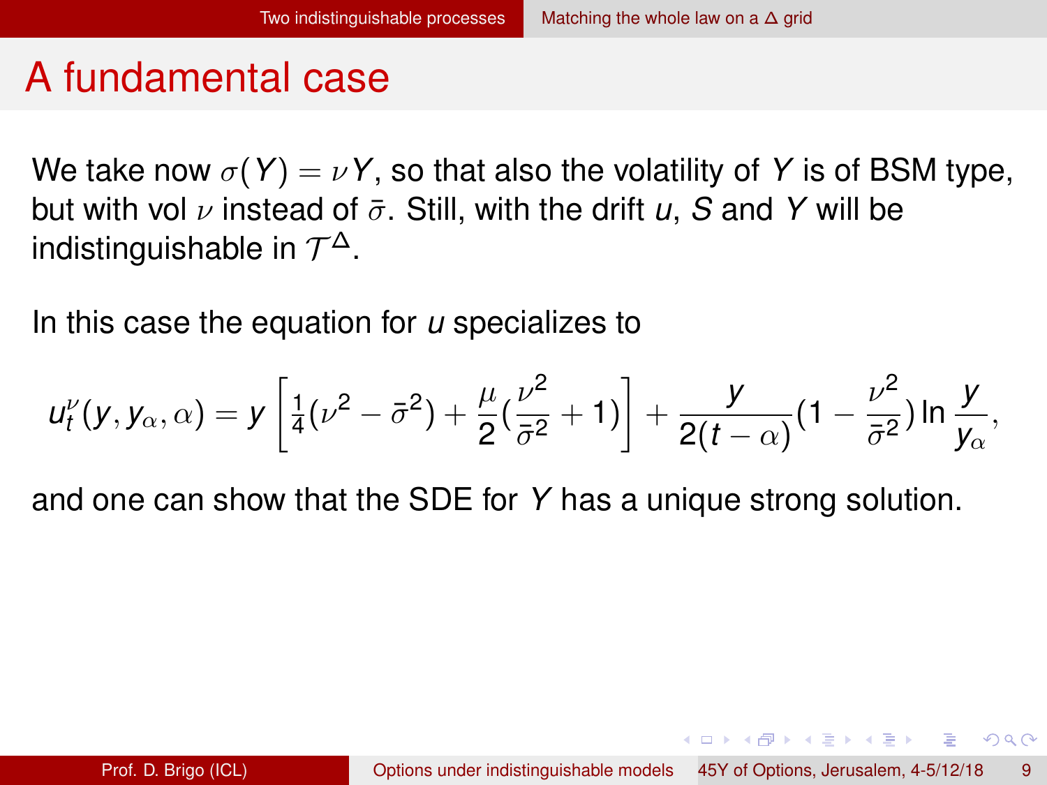# A fundamental case

We take now $\sigma(Y) = \nu Y$, so that also the volatility of $Y$ is of BSM type, but with vol $\nu$ instead of $\bar{\sigma}$. Still, with the drift $u$, $S$ and $Y$ will be indistinguishable in $\mathcal{T}^\Delta$.

In this case the equation for $u$ specializes to

$$u_t^\nu(y, y_\alpha, \alpha) = y \left[ \frac{1}{4}(\nu^2 - \bar{\sigma}^2) + \frac{\mu}{2}(\frac{\nu^2}{\bar{\sigma}^2} + 1) \right] + \frac{y}{2(t-\alpha)}(1 - \frac{\nu^2}{\bar{\sigma}^2}) \ln \frac{y}{y_\alpha},$$

and one can show that the SDE for $Y$ has a unique strong solution.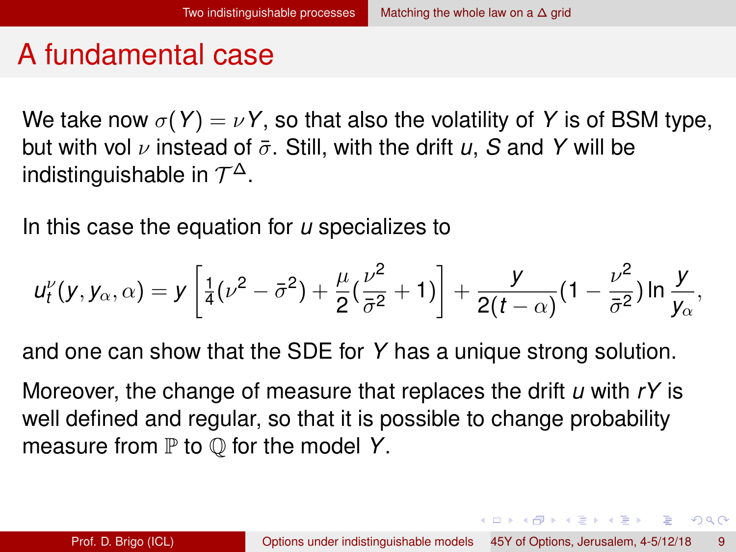# A fundamental case

We take now $\sigma(Y) = \nu Y$, so that also the volatility of $Y$ is of BSM type, but with vol $\nu$ instead of $\bar{\sigma}$. Still, with the drift $u$, $S$ and $Y$ will be indistinguishable in $\mathcal{T}^{\Delta}$.

In this case the equation for $u$ specializes to

$$u_t^{\nu}(y, y_\alpha, \alpha) = y\left[\frac{1}{4}(\nu^2 - \bar{\sigma}^2) + \frac{\mu}{2}(\frac{\nu^2}{\bar{\sigma}^2} + 1)\right] + \frac{y}{2(t-\alpha)}(1 - \frac{\nu^2}{\bar{\sigma}^2}) \ln \frac{y}{y_\alpha},$$

and one can show that the SDE for $Y$ has a unique strong solution.

Moreover, the change of measure that replaces the drift $u$ with $rY$ is well defined and regular, so that it is possible to change probability measure from $\mathbb{P}$ to $\mathbb{Q}$ for the model $Y$.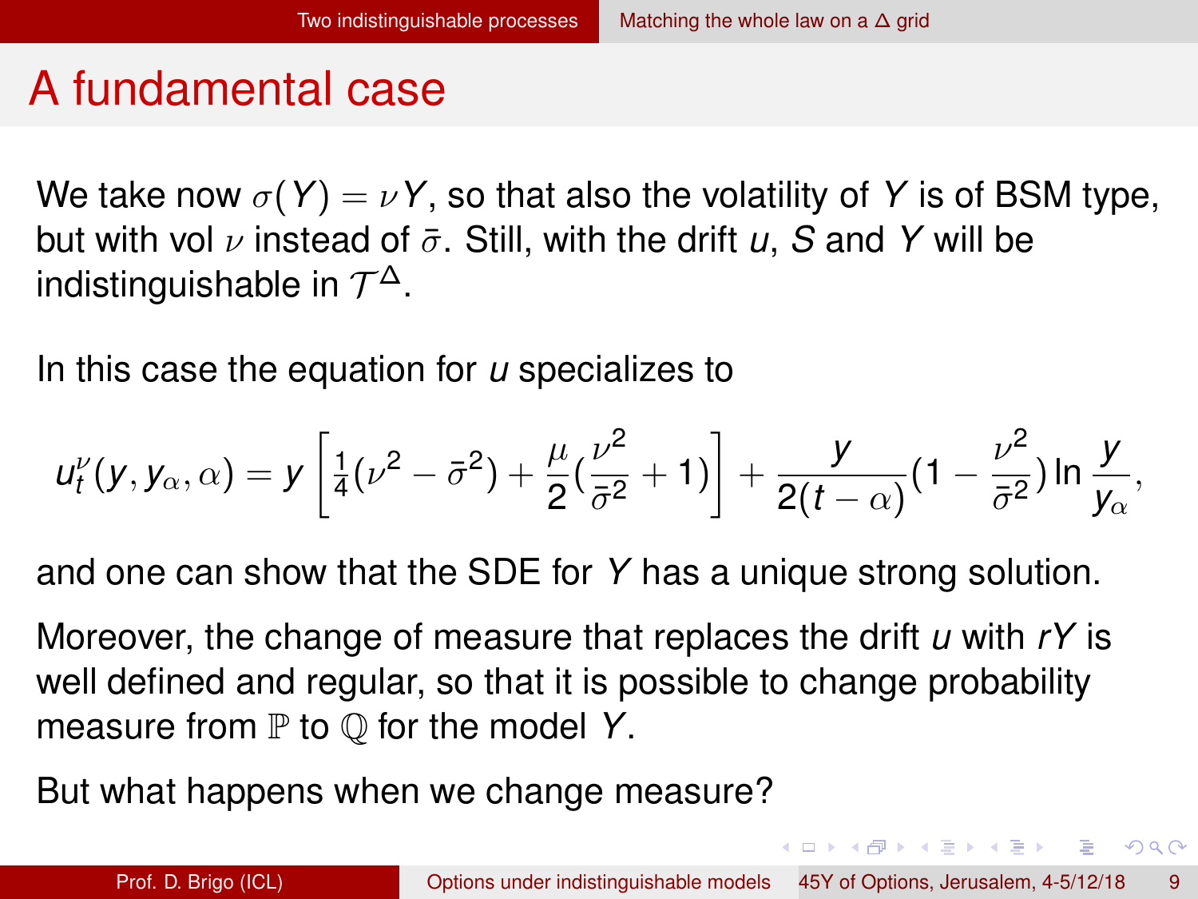# A fundamental case

We take now $\sigma(Y) = \nu Y$, so that also the volatility of $Y$ is of BSM type, but with vol $\nu$ instead of $\bar{\sigma}$. Still, with the drift $u$, $S$ and $Y$ will be indistinguishable in $\mathcal{T}^{\Delta}$.

In this case the equation for $u$ specializes to

$$u_t^{\nu}(y, y_{\alpha}, \alpha) = y \left[ \frac{1}{4}(\nu^2 - \bar{\sigma}^2) + \frac{\mu}{2}\left(\frac{\nu^2}{\bar{\sigma}^2} + 1\right) \right] + \frac{y}{2(t-\alpha)}\left(1 - \frac{\nu^2}{\bar{\sigma}^2}\right) \ln \frac{y}{y_{\alpha}},$$

and one can show that the SDE for $Y$ has a unique strong solution.

Moreover, the change of measure that replaces the drift $u$ with $rY$ is well defined and regular, so that it is possible to change probability measure from $\mathbb{P}$ to $\mathbb{Q}$ for the model $Y$.

But what happens when we change measure?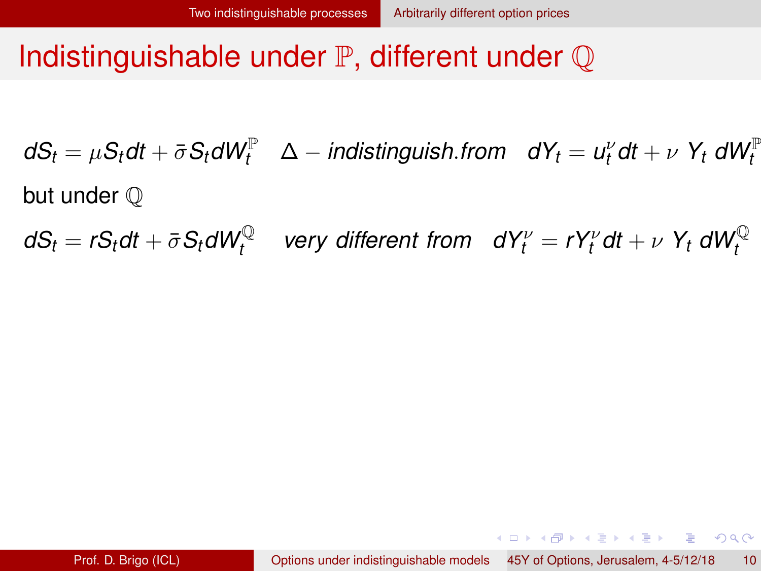# Indistinguishable under $\mathbb{P}$, different under $\mathbb{Q}$

$$dS_t = \mu S_t dt + \bar{\sigma} S_t dW_t^{\mathbb{P}} \quad \Delta - \textit{indistinguish.from} \quad dY_t = u_t^{\nu} dt + \nu \; Y_t \; dW_t^{\mathbb{P}}$$

but under $\mathbb{Q}$

$$dS_t = r S_t dt + \bar{\sigma} S_t dW_t^{\mathbb{Q}} \quad \textit{very different from} \quad dY_t^{\nu} = r Y_t^{\nu} dt + \nu \; Y_t \; dW_t^{\mathbb{Q}}$$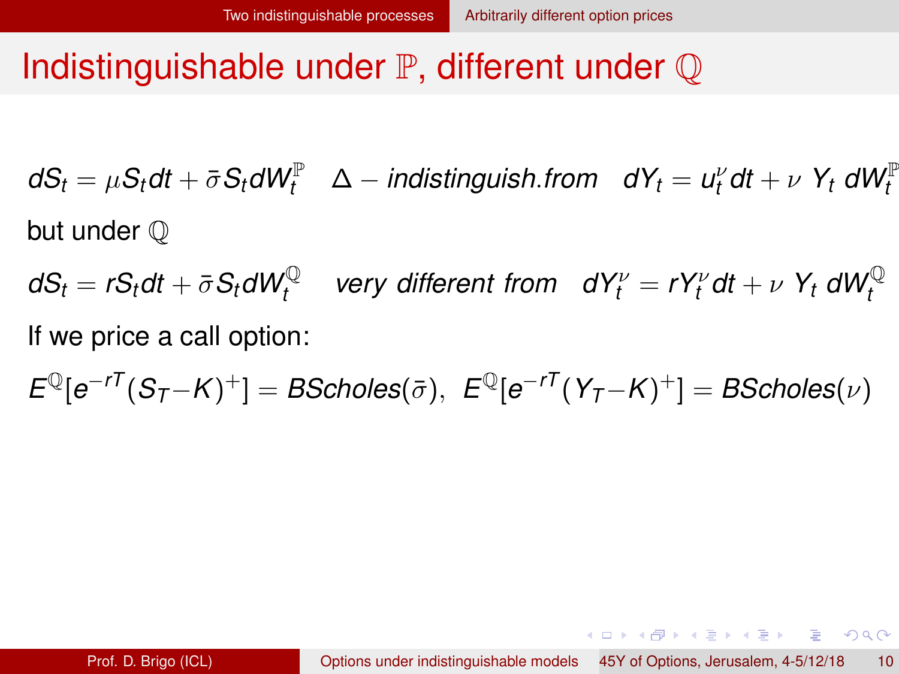# Indistinguishable under $\mathbb{P}$, different under $\mathbb{Q}$

$$dS_t = \mu S_t dt + \bar{\sigma} S_t dW_t^{\mathbb{P}} \quad \Delta - \textit{indistinguish.from} \quad dY_t = u_t^{\nu} dt + \nu \; Y_t \; dW_t^{\mathbb{P}}$$

but under $\mathbb{Q}$

$$dS_t = r S_t dt + \bar{\sigma} S_t dW_t^{\mathbb{Q}} \quad \textit{very different from} \quad dY_t^{\nu} = r Y_t^{\nu} dt + \nu \; Y_t \; dW_t^{\mathbb{Q}}$$

If we price a call option:

$$E^{\mathbb{Q}}[e^{-rT}(S_T - K)^+] = BScholes(\bar{\sigma}), \;\; E^{\mathbb{Q}}[e^{-rT}(Y_T - K)^+] = BScholes(\nu)$$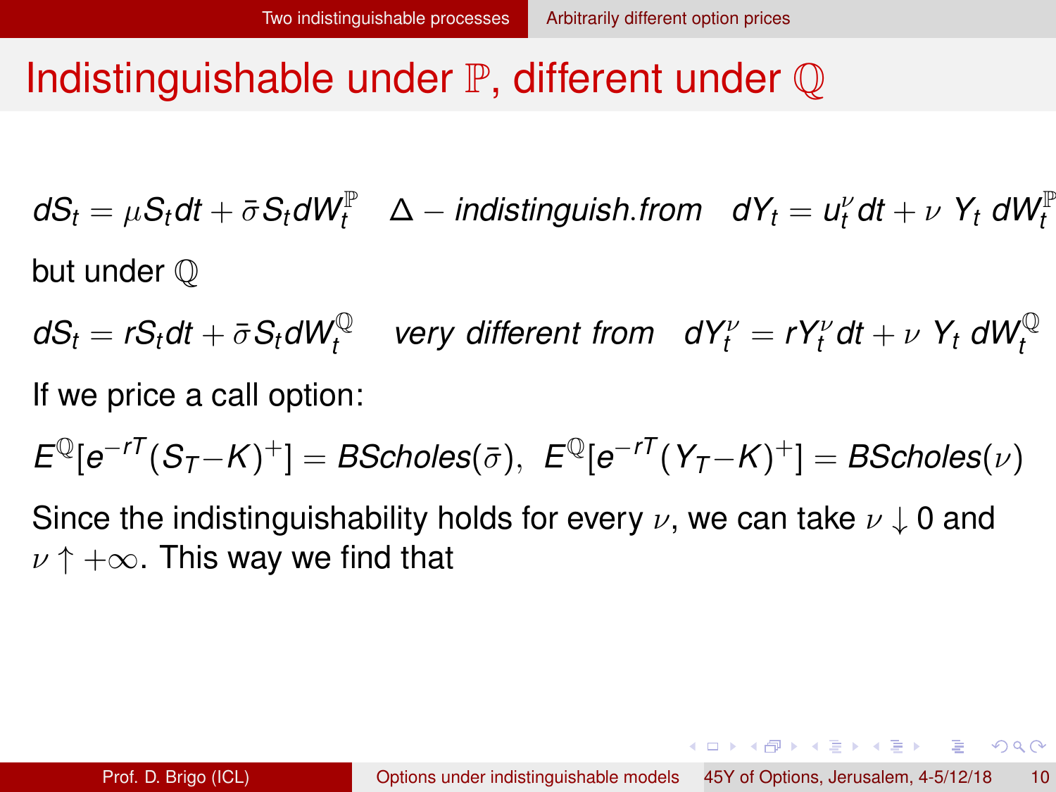# Indistinguishable under $\mathbb{P}$, different under $\mathbb{Q}$

$$dS_t = \mu S_t dt + \bar{\sigma} S_t dW_t^{\mathbb{P}} \quad \Delta - indistinguish.from \quad dY_t = u_t^{\nu} dt + \nu \; Y_t \; dW_t^{\mathbb{P}}$$

but under $\mathbb{Q}$

$$dS_t = r S_t dt + \bar{\sigma} S_t dW_t^{\mathbb{Q}} \quad very \; different \; from \quad dY_t^{\nu} = r Y_t^{\nu} dt + \nu \; Y_t \; dW_t^{\mathbb{Q}}$$

If we price a call option:

$$E^{\mathbb{Q}}[e^{-rT}(S_T - K)^+] = BScholes(\bar{\sigma}), \;\; E^{\mathbb{Q}}[e^{-rT}(Y_T - K)^+] = BScholes(\nu)$$

Since the indistinguishability holds for every $\nu$, we can take $\nu \downarrow 0$ and $\nu \uparrow +\infty$. This way we find that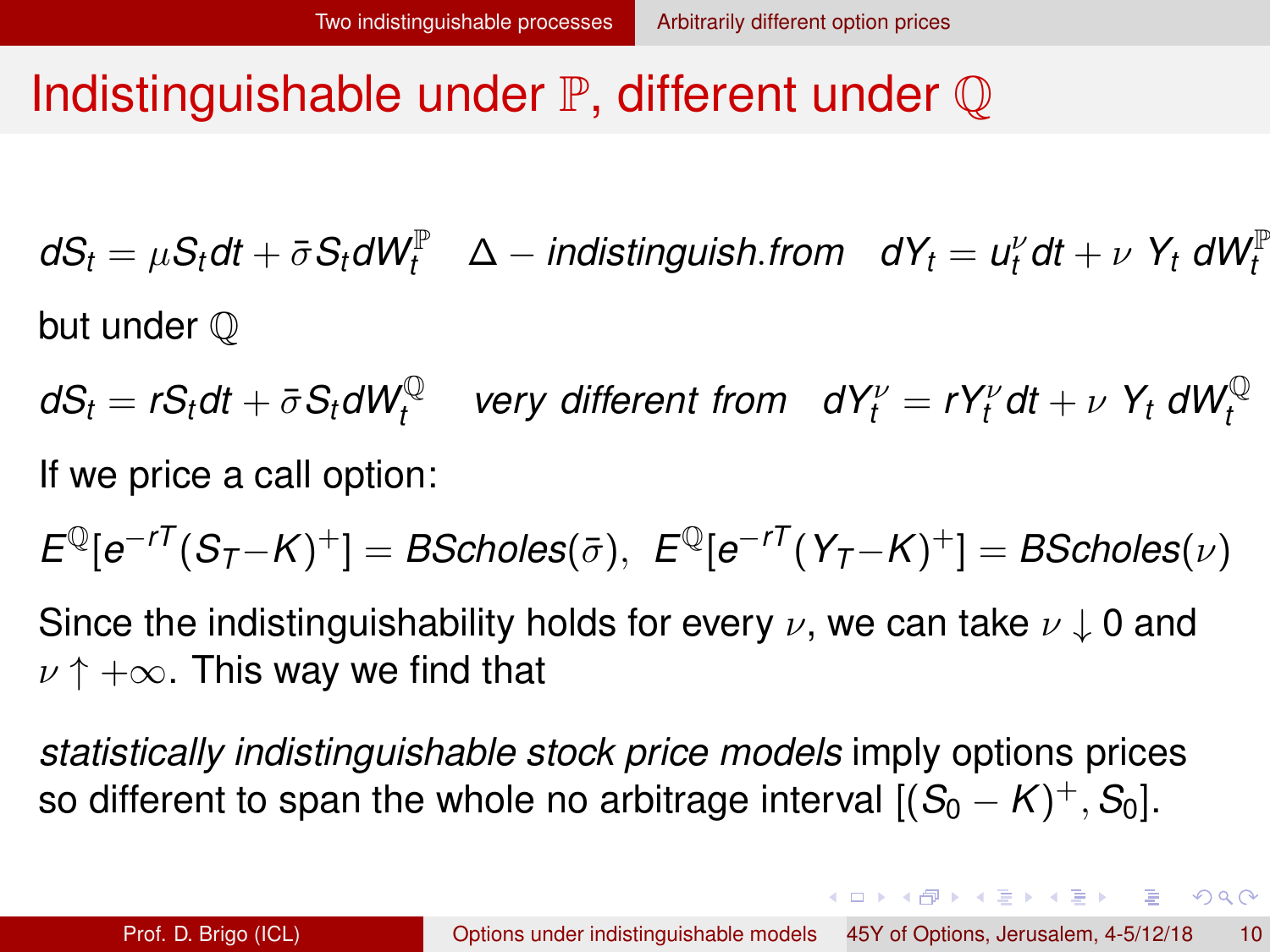# Indistinguishable under $\mathbb{P}$, different under $\mathbb{Q}$

$$dS_t = \mu S_t dt + \bar{\sigma} S_t dW_t^{\mathbb{P}} \quad \Delta - \textit{indistinguish.from} \quad dY_t = u_t^{\nu} dt + \nu \, Y_t \, dW_t^{\mathbb{P}}$$

but under $\mathbb{Q}$

$$dS_t = r S_t dt + \bar{\sigma} S_t dW_t^{\mathbb{Q}} \quad \textit{very different from} \quad dY_t^{\nu} = r Y_t^{\nu} dt + \nu \, Y_t \, dW_t^{\mathbb{Q}}$$

If we price a call option:

$$E^{\mathbb{Q}}[e^{-rT}(S_T - K)^+] = BScholes(\bar{\sigma}), \;\; E^{\mathbb{Q}}[e^{-rT}(Y_T - K)^+] = BScholes(\nu)$$

Since the indistinguishability holds for every $\nu$, we can take $\nu \downarrow 0$ and $\nu \uparrow +\infty$. This way we find that

*statistically indistinguishable stock price models* imply options prices so different to span the whole no arbitrage interval $[(S_0 - K)^+, S_0]$.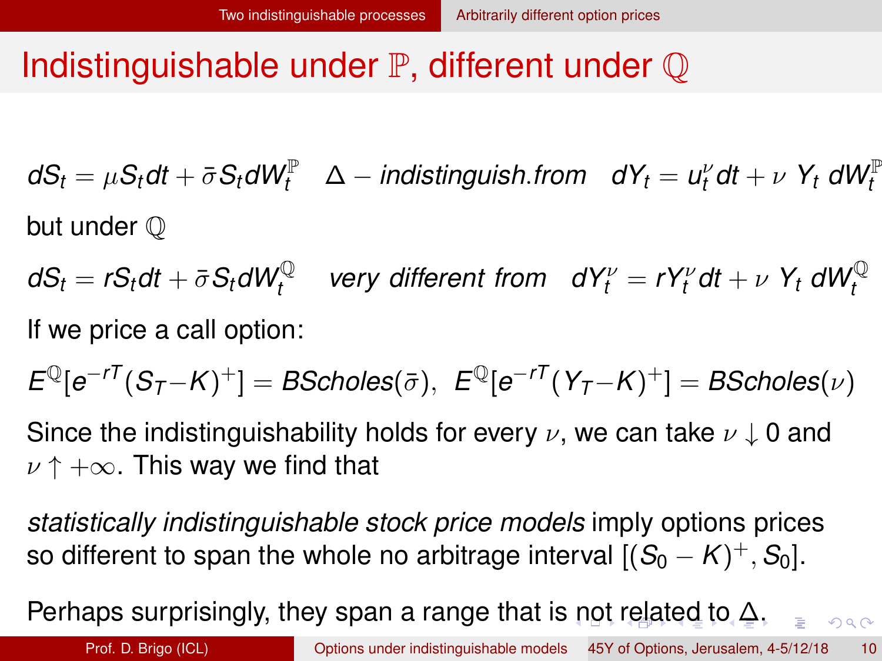# Indistinguishable under $\mathbb{P}$, different under $\mathbb{Q}$

$$dS_t = \mu S_t dt + \bar{\sigma} S_t dW_t^{\mathbb{P}} \quad \Delta - \textit{indistinguish.from} \quad dY_t = u_t^{\nu} dt + \nu \; Y_t \; dW_t^{\mathbb{P}}$$

but under $\mathbb{Q}$

$$dS_t = rS_t dt + \bar{\sigma} S_t dW_t^{\mathbb{Q}} \quad \textit{very different from} \quad dY_t^{\nu} = rY_t^{\nu} dt + \nu \; Y_t \; dW_t^{\mathbb{Q}}$$

If we price a call option:

$$E^{\mathbb{Q}}[e^{-rT}(S_T - K)^+] = BScholes(\bar{\sigma}), \;\; E^{\mathbb{Q}}[e^{-rT}(Y_T - K)^+] = BScholes(\nu)$$

Since the indistinguishability holds for every $\nu$, we can take $\nu \downarrow 0$ and $\nu \uparrow +\infty$. This way we find that

*statistically indistinguishable stock price models* imply options prices so different to span the whole no arbitrage interval $[(S_0 - K)^+, S_0]$.

Perhaps surprisingly, they span a range that is not related to $\Delta$.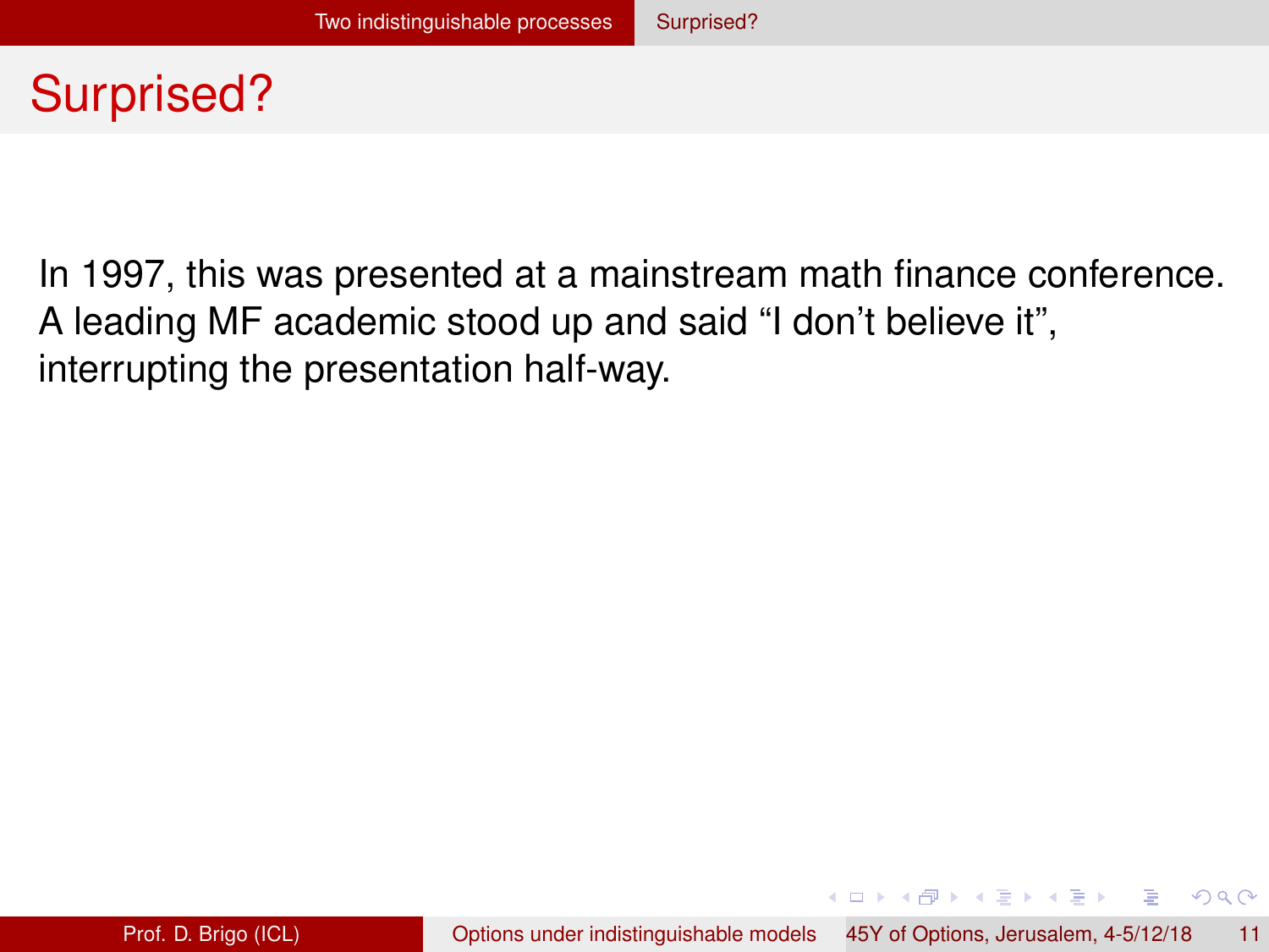# Surprised?

In 1997, this was presented at a mainstream math finance conference. A leading MF academic stood up and said “I don’t believe it”, interrupting the presentation half-way.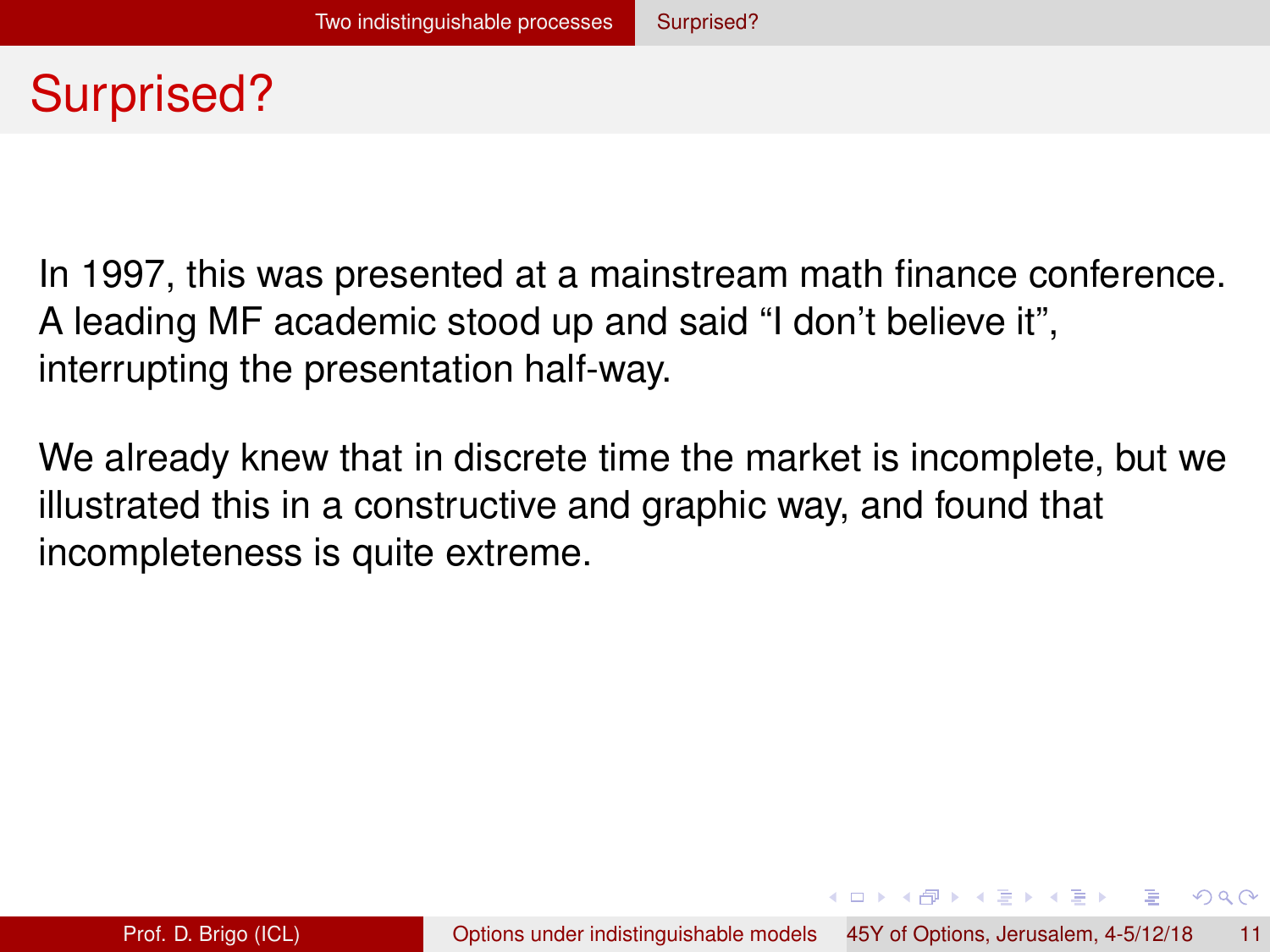# Surprised?

In 1997, this was presented at a mainstream math finance conference. A leading MF academic stood up and said “I don’t believe it”, interrupting the presentation half-way.

We already knew that in discrete time the market is incomplete, but we illustrated this in a constructive and graphic way, and found that incompleteness is quite extreme.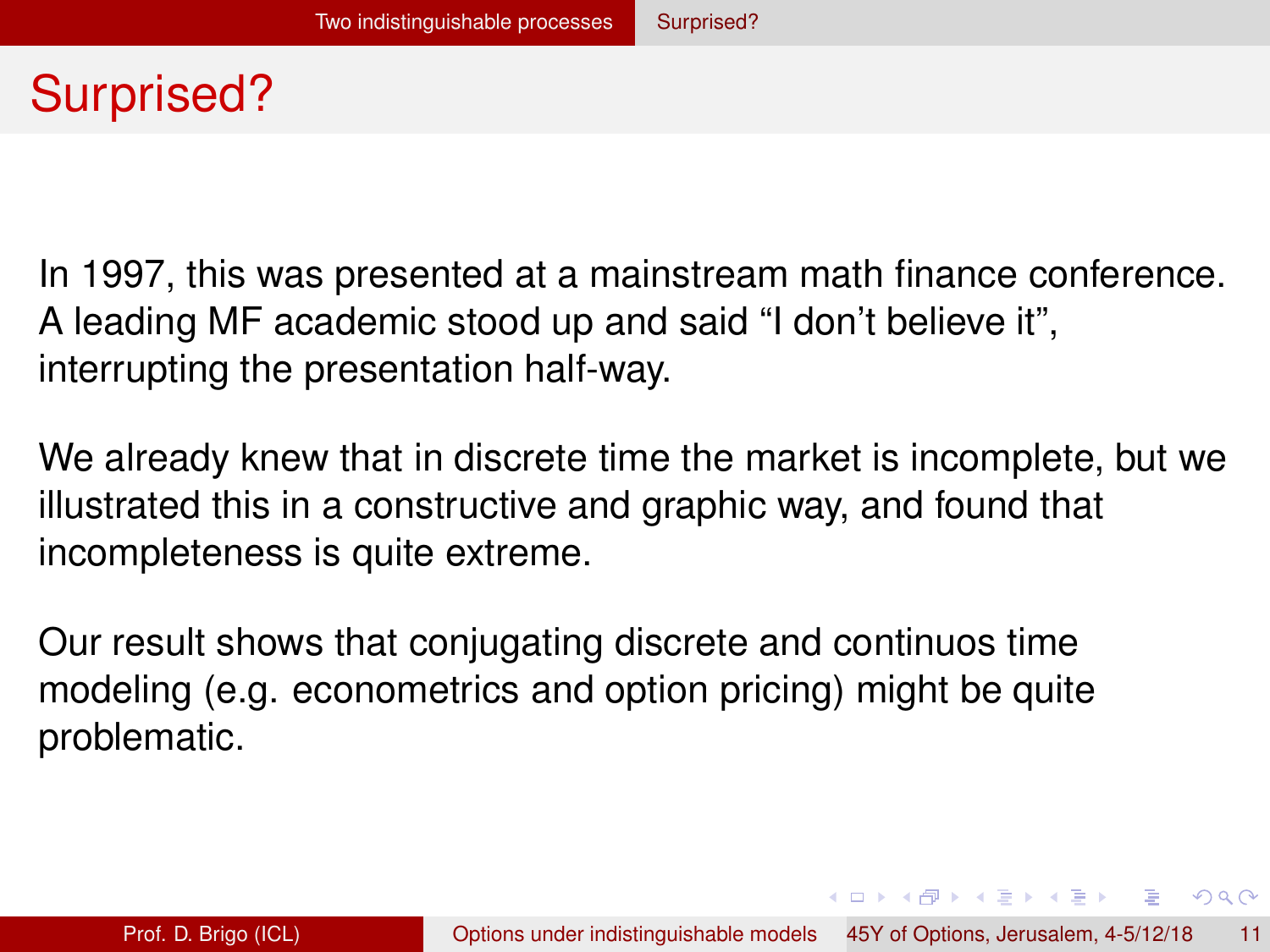# Surprised?

In 1997, this was presented at a mainstream math finance conference. A leading MF academic stood up and said "I don't believe it", interrupting the presentation half-way.

We already knew that in discrete time the market is incomplete, but we illustrated this in a constructive and graphic way, and found that incompleteness is quite extreme.

Our result shows that conjugating discrete and continuos time modeling (e.g. econometrics and option pricing) might be quite problematic.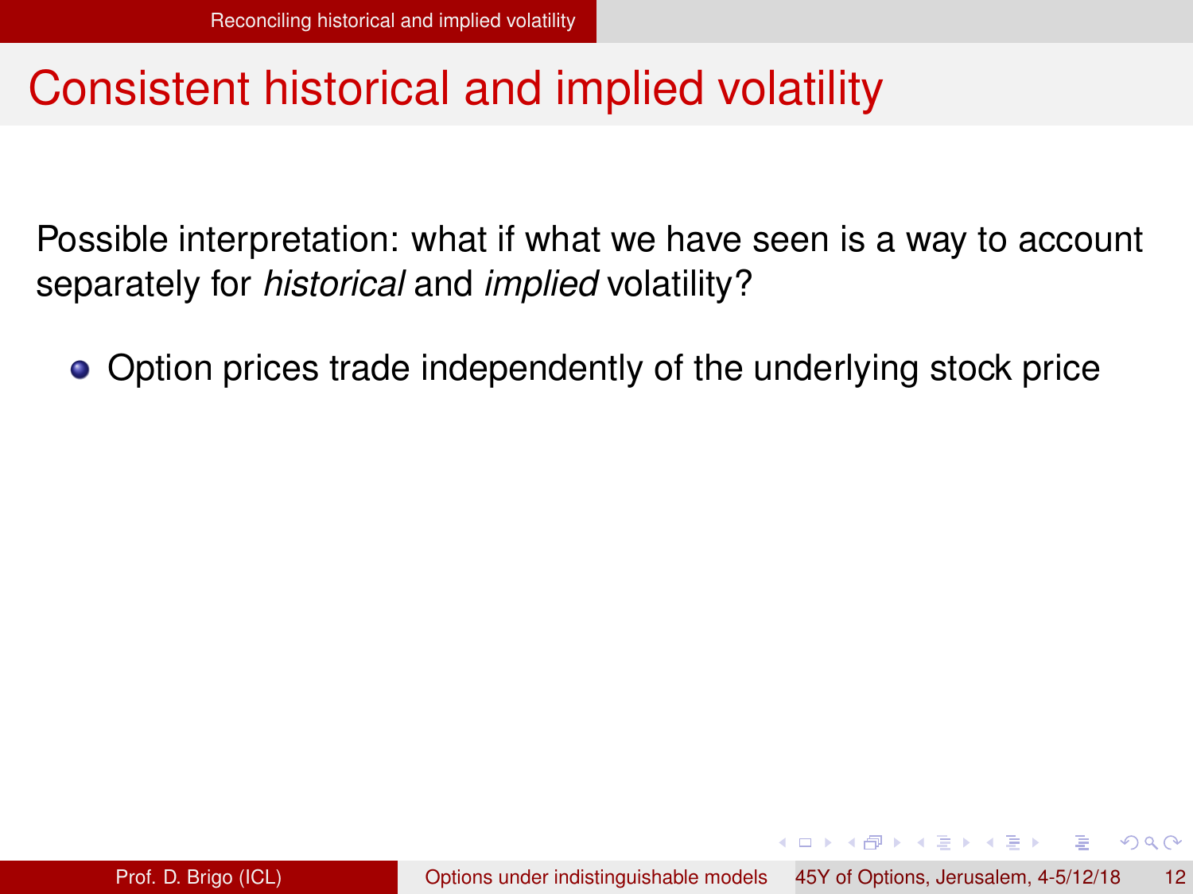# Consistent historical and implied volatility

Possible interpretation: what if what we have seen is a way to account separately for *historical* and *implied* volatility?

- Option prices trade independently of the underlying stock price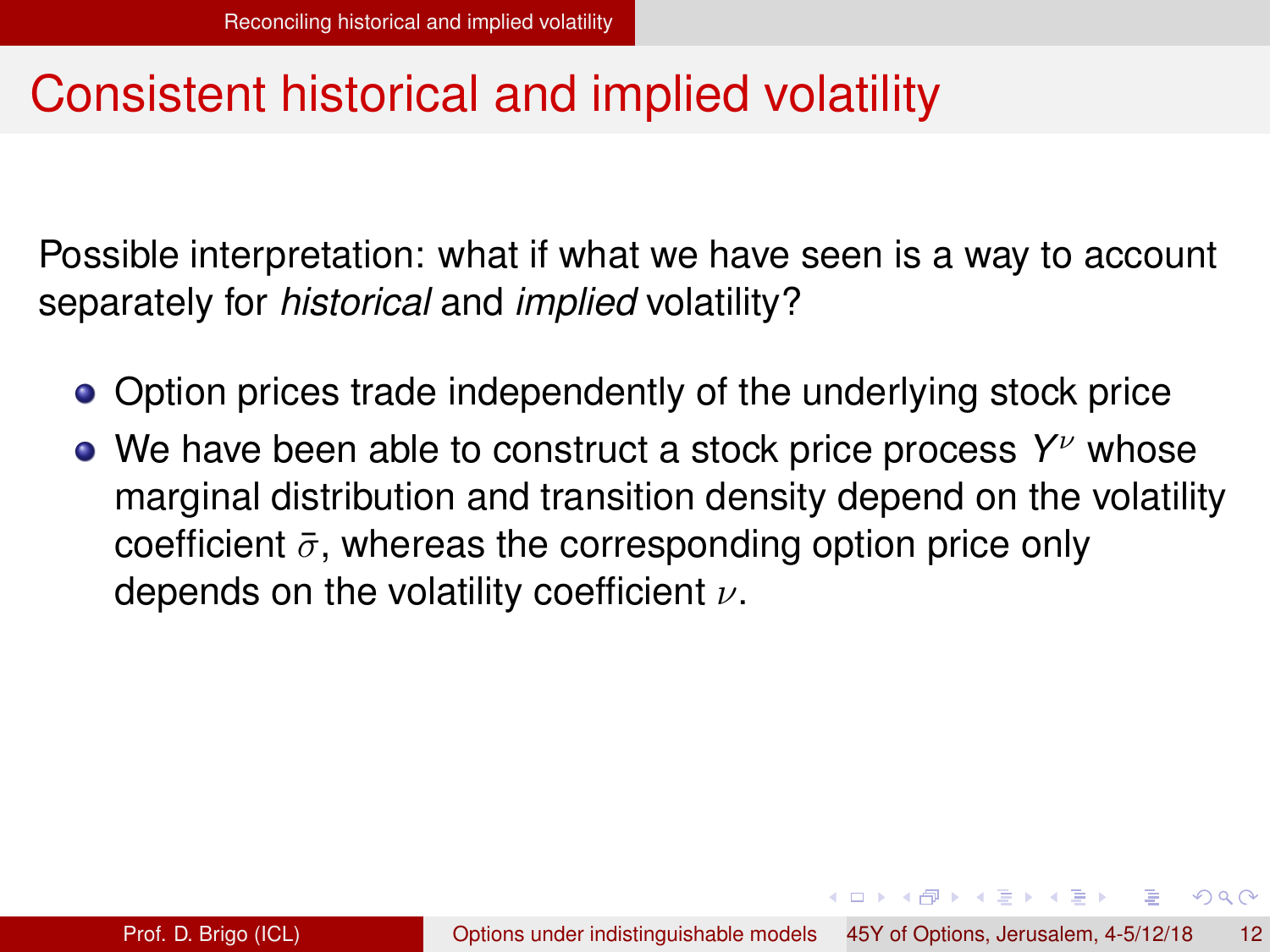# Consistent historical and implied volatility

Possible interpretation: what if what we have seen is a way to account separately for *historical* and *implied* volatility?

- Option prices trade independently of the underlying stock price
- We have been able to construct a stock price process $Y^{\nu}$ whose marginal distribution and transition density depend on the volatility coefficient $\bar{\sigma}$, whereas the corresponding option price only depends on the volatility coefficient $\nu$.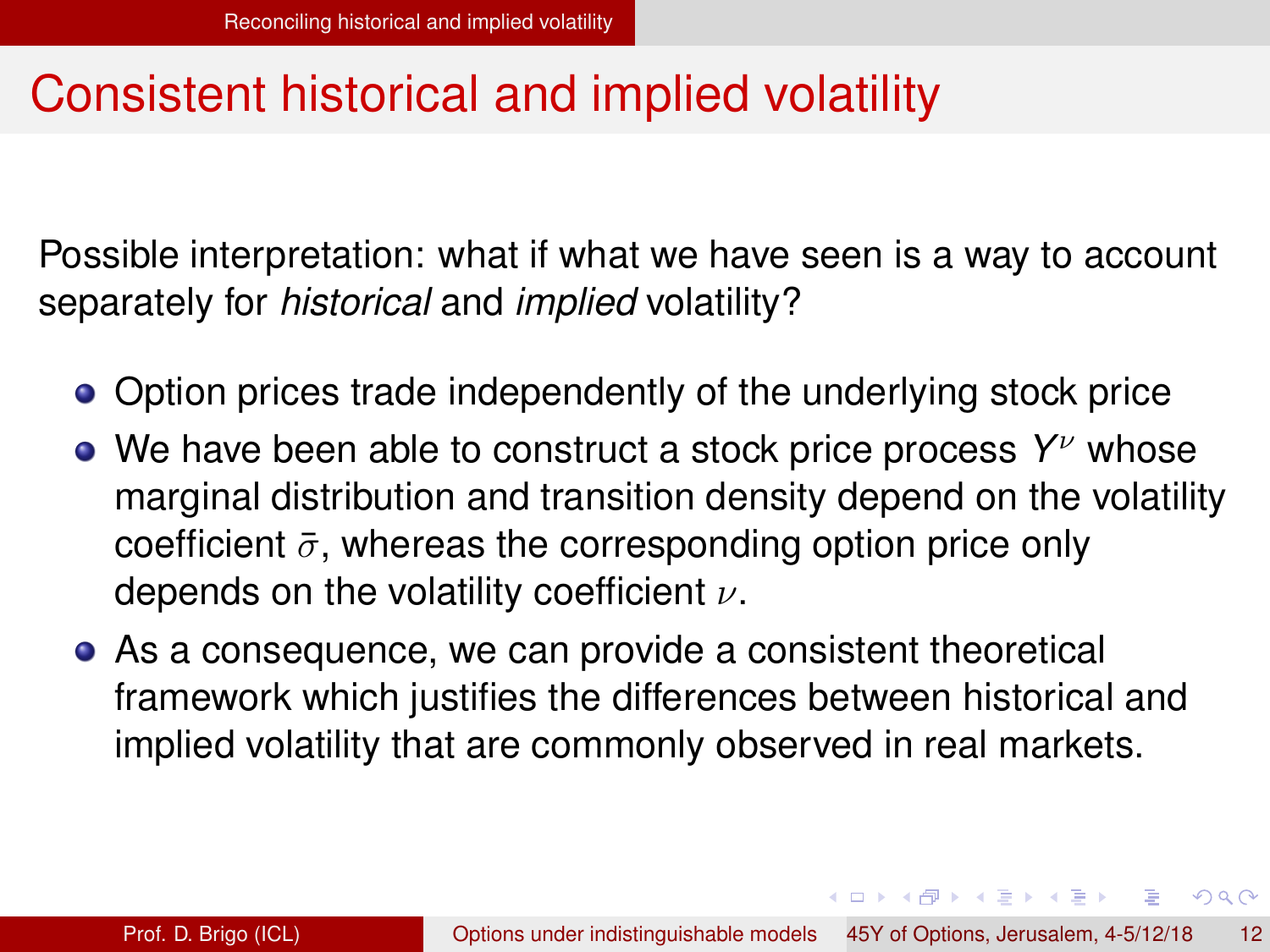# Consistent historical and implied volatility

Possible interpretation: what if what we have seen is a way to account separately for *historical* and *implied* volatility?

- Option prices trade independently of the underlying stock price
- We have been able to construct a stock price process $Y^{\nu}$ whose marginal distribution and transition density depend on the volatility coefficient $\bar{\sigma}$, whereas the corresponding option price only depends on the volatility coefficient $\nu$.
- As a consequence, we can provide a consistent theoretical framework which justifies the differences between historical and implied volatility that are commonly observed in real markets.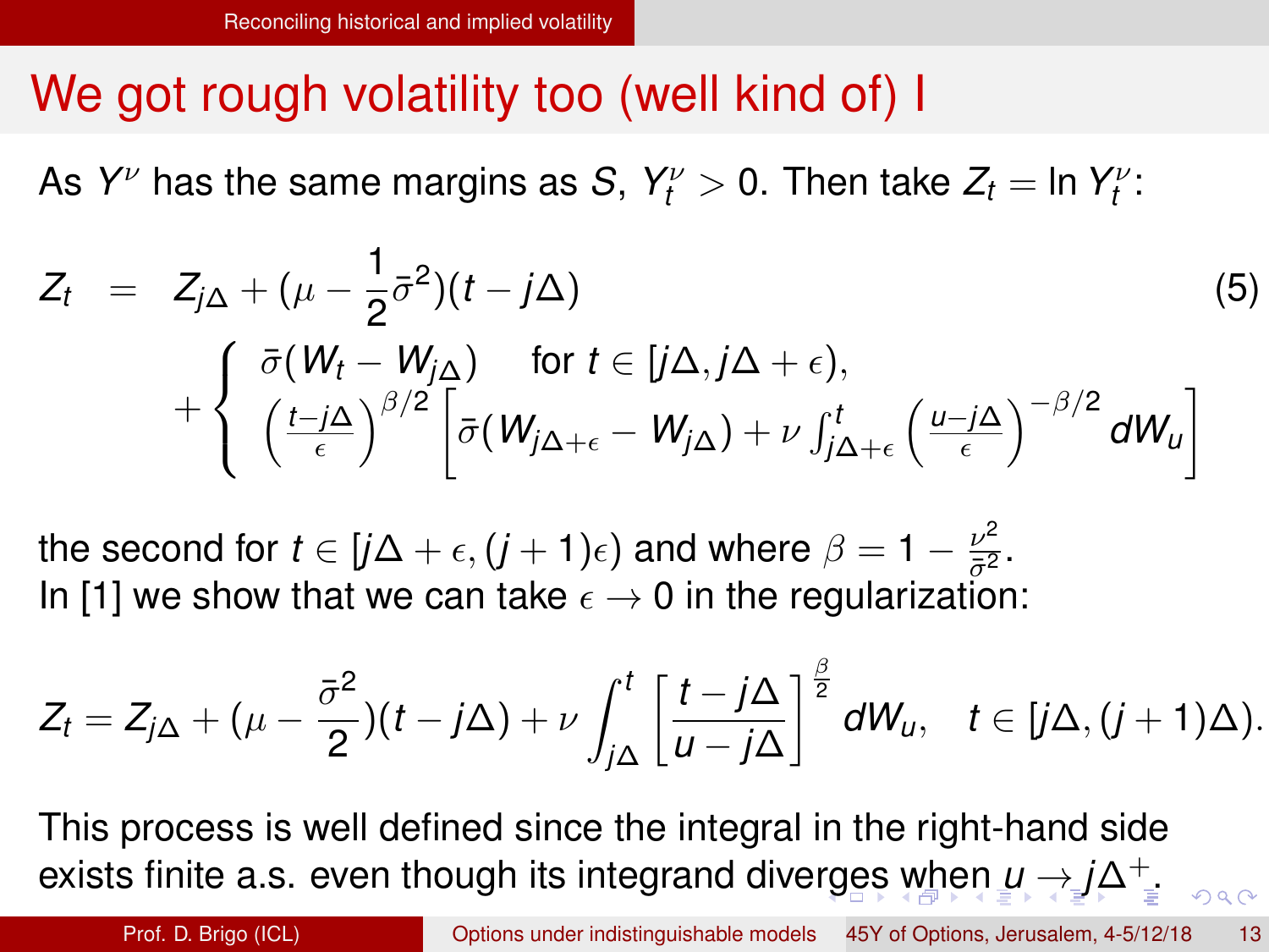# We got rough volatility too (well kind of) I

As $Y^\nu$ has the same margins as $S$, $Y_t^\nu > 0$. Then take $Z_t = \ln Y_t^\nu$:

$$
\begin{aligned}
Z_t \;=\;& Z_{j\Delta} + (\mu - \frac{1}{2}\bar{\sigma}^2)(t - j\Delta) \\
&+ \left\{ \begin{array}{l} \bar{\sigma}(W_t - W_{j\Delta}) \quad \text{for } t \in [j\Delta, j\Delta + \epsilon), \\ \left(\frac{t - j\Delta}{\epsilon}\right)^{\beta/2} \left[ \bar{\sigma}(W_{j\Delta+\epsilon} - W_{j\Delta}) + \nu \int_{j\Delta+\epsilon}^{t} \left(\frac{u - j\Delta}{\epsilon}\right)^{-\beta/2} dW_u \right] \end{array} \right.
\end{aligned}
\tag{5}
$$

the second for $t \in [j\Delta + \epsilon, (j+1)\epsilon)$ and where $\beta = 1 - \frac{\nu^2}{\bar{\sigma}^2}$.
In [1] we show that we can take $\epsilon \to 0$ in the regularization:

$$
Z_t = Z_{j\Delta} + (\mu - \frac{\bar{\sigma}^2}{2})(t - j\Delta) + \nu \int_{j\Delta}^{t} \left[\frac{t - j\Delta}{u - j\Delta}\right]^{\frac{\beta}{2}} dW_u, \quad t \in [j\Delta, (j+1)\Delta).
$$

This process is well defined since the integral in the right-hand side exists finite a.s. even though its integrand diverges when $u \to j\Delta^+$.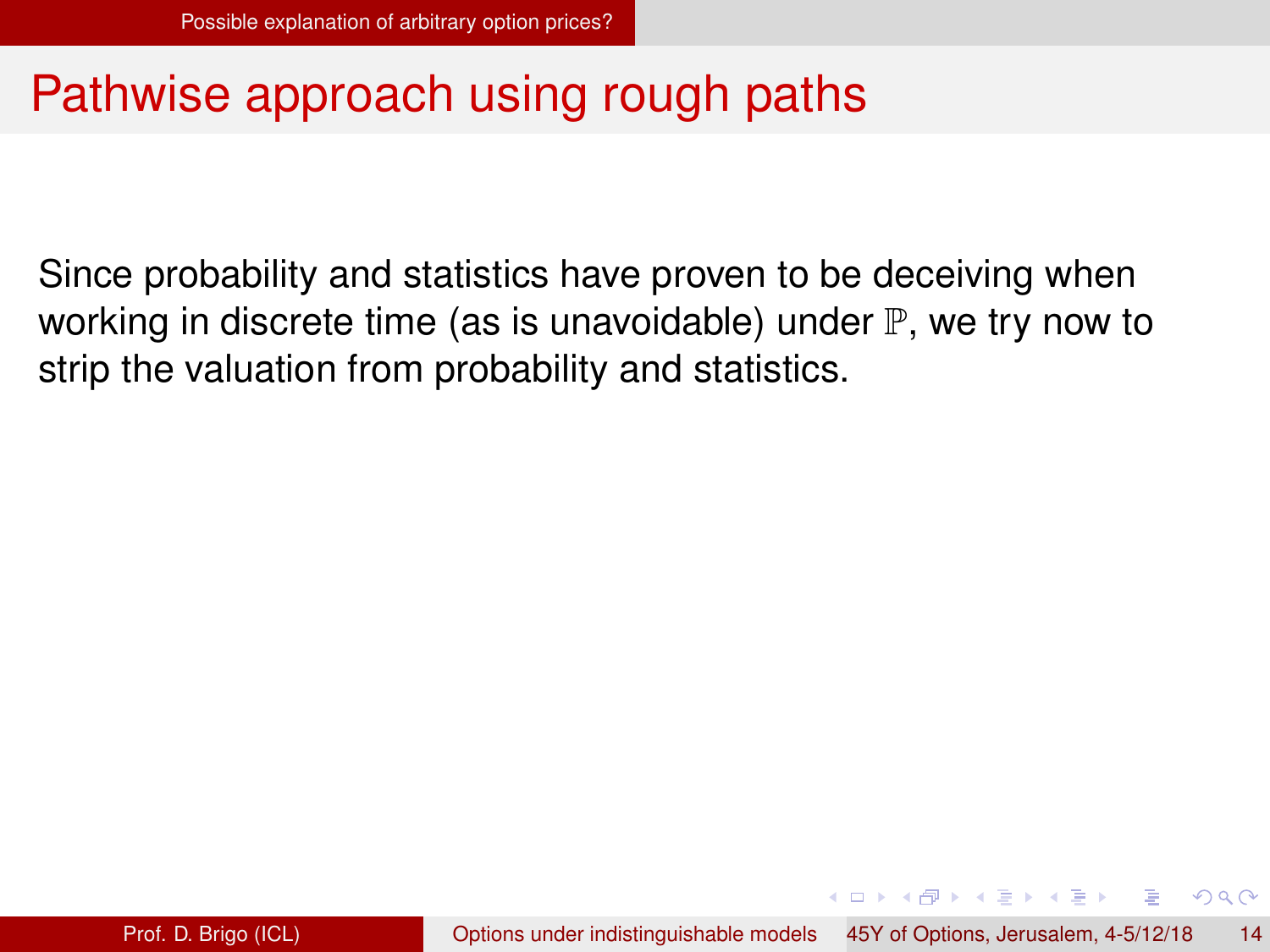# Pathwise approach using rough paths

Since probability and statistics have proven to be deceiving when working in discrete time (as is unavoidable) under $\mathbb{P}$, we try now to strip the valuation from probability and statistics.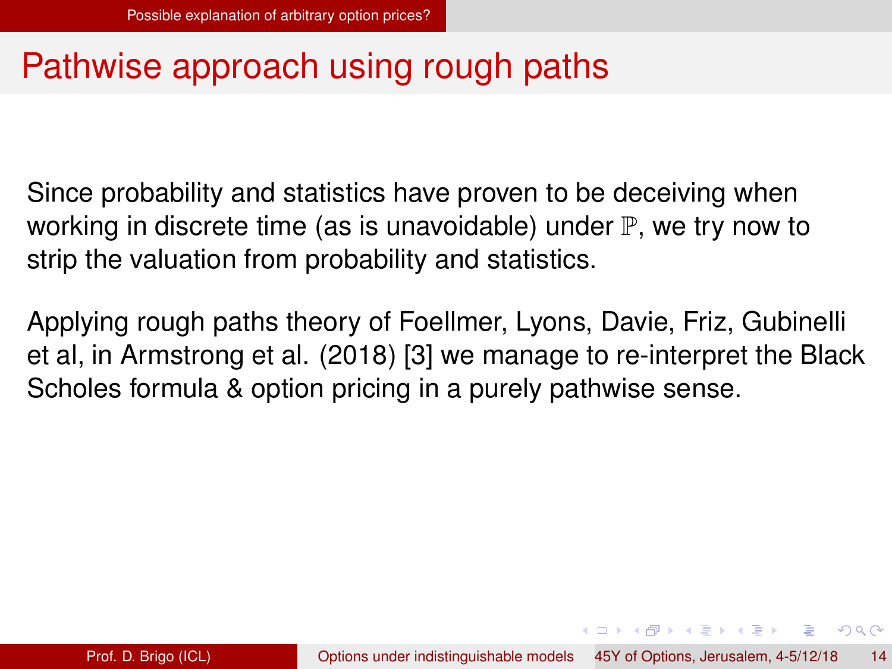# Pathwise approach using rough paths

Since probability and statistics have proven to be deceiving when working in discrete time (as is unavoidable) under $\mathbb{P}$, we try now to strip the valuation from probability and statistics.

Applying rough paths theory of Foellmer, Lyons, Davie, Friz, Gubinelli et al, in Armstrong et al. (2018) [3] we manage to re-interpret the Black Scholes formula & option pricing in a purely pathwise sense.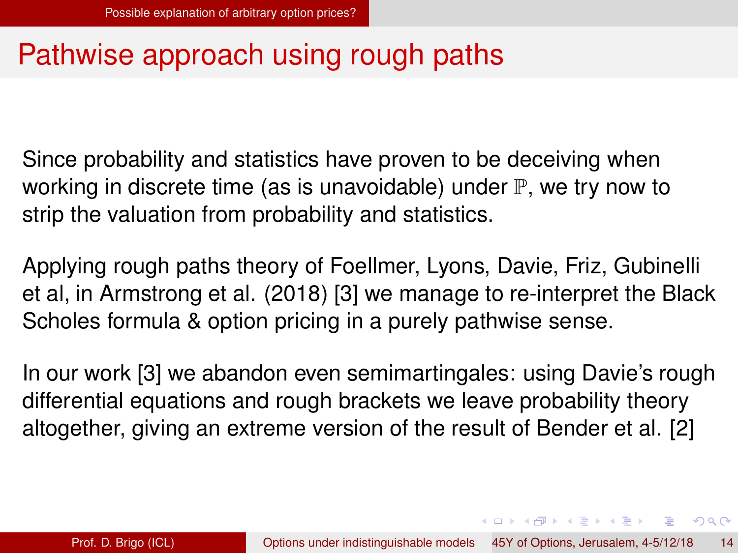# Pathwise approach using rough paths

Since probability and statistics have proven to be deceiving when working in discrete time (as is unavoidable) under $\mathbb{P}$, we try now to strip the valuation from probability and statistics.

Applying rough paths theory of Foellmer, Lyons, Davie, Friz, Gubinelli et al, in Armstrong et al. (2018) [3] we manage to re-interpret the Black Scholes formula & option pricing in a purely pathwise sense.

In our work [3] we abandon even semimartingales: using Davie's rough differential equations and rough brackets we leave probability theory altogether, giving an extreme version of the result of Bender et al. [2]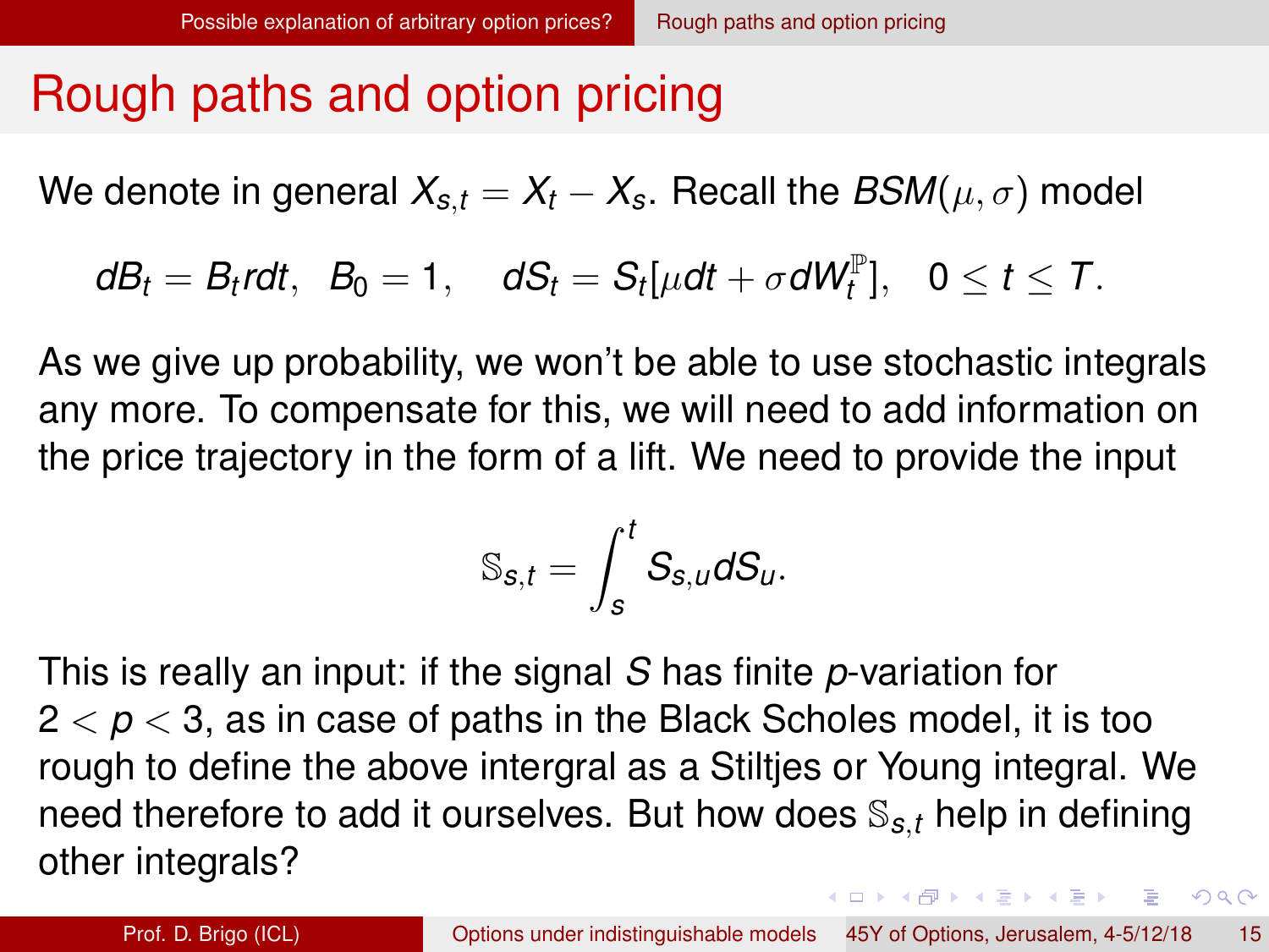# Rough paths and option pricing

We denote in general $X_{s,t} = X_t - X_s$. Recall the $BSM(\mu, \sigma)$ model

$$dB_t = B_t r dt, \quad B_0 = 1, \qquad dS_t = S_t[\mu dt + \sigma dW_t^{\mathbb{P}}], \quad 0 \le t \le T.$$

As we give up probability, we won't be able to use stochastic integrals any more. To compensate for this, we will need to add information on the price trajectory in the form of a lift. We need to provide the input

$$\mathbb{S}_{s,t} = \int_s^t S_{s,u} dS_u.$$

This is really an input: if the signal $S$ has finite $p$-variation for $2 < p < 3$, as in case of paths in the Black Scholes model, it is too rough to define the above intergral as a Stiltjes or Young integral. We need therefore to add it ourselves. But how does $\mathbb{S}_{s,t}$ help in defining other integrals?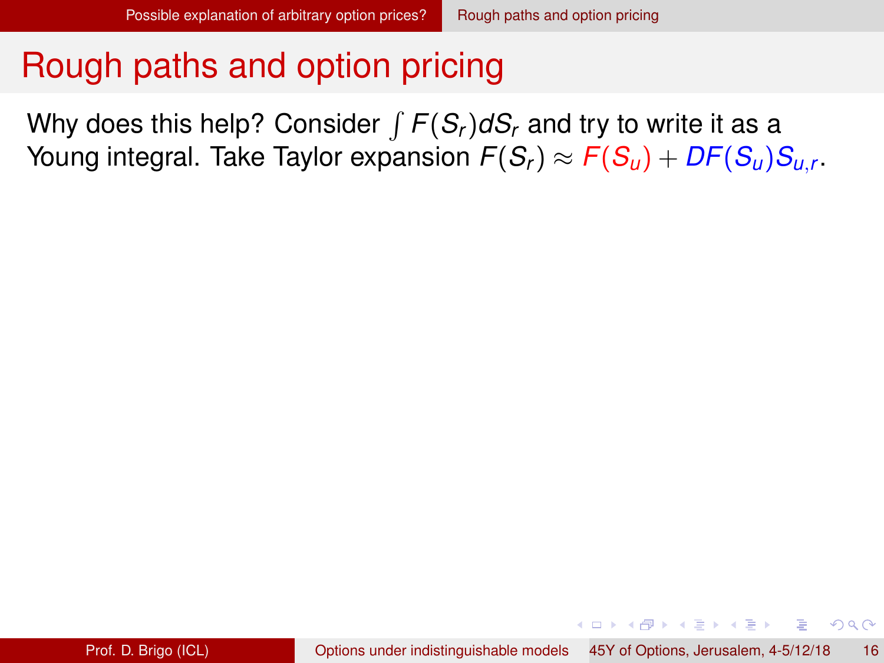# Rough paths and option pricing

Why does this help? Consider $\int F(S_r)dS_r$ and try to write it as a Young integral. Take Taylor expansion $F(S_r) \approx F(S_u) + DF(S_u)S_{u,r}$.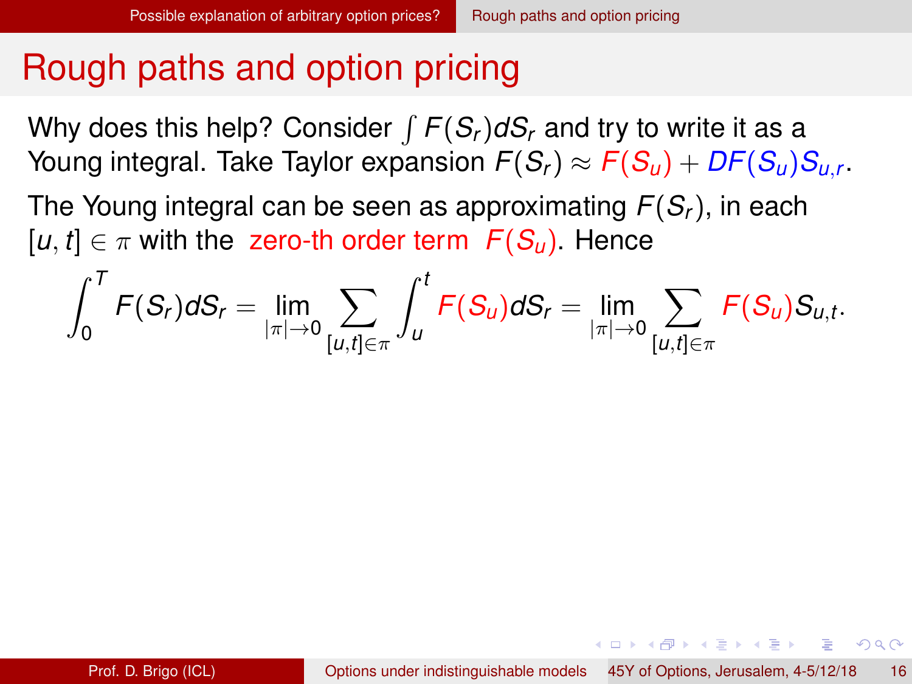# Rough paths and option pricing

Why does this help? Consider $\int F(S_r)dS_r$ and try to write it as a Young integral. Take Taylor expansion $F(S_r) \approx F(S_u) + DF(S_u)S_{u,r}$.

The Young integral can be seen as approximating $F(S_r)$, in each $[u,t] \in \pi$ with the zero-th order term $F(S_u)$. Hence

$$\int_0^T F(S_r)dS_r = \lim_{|\pi|\to 0} \sum_{[u,t]\in\pi} \int_u^t F(S_u)dS_r = \lim_{|\pi|\to 0} \sum_{[u,t]\in\pi} F(S_u)S_{u,t}.$$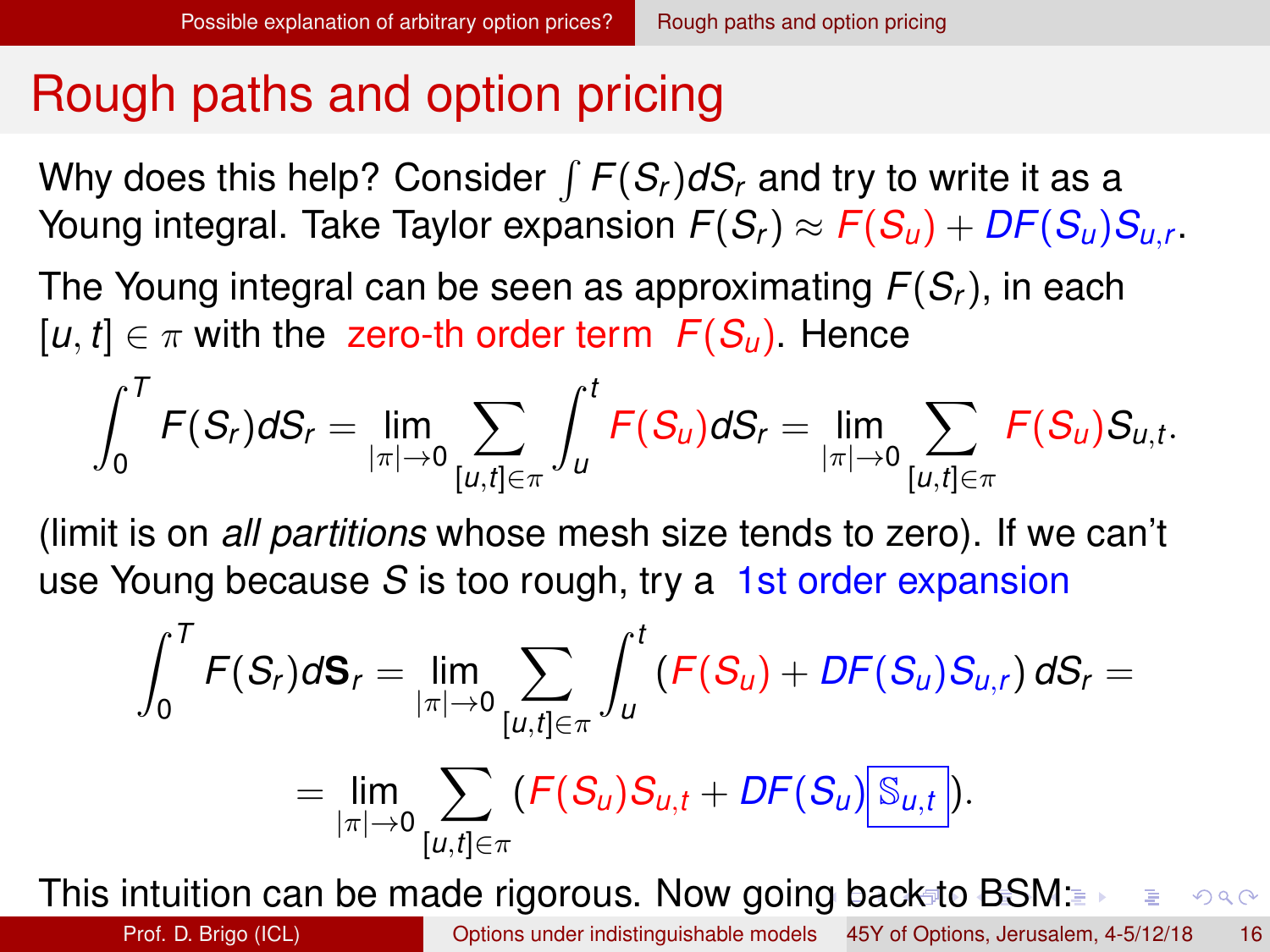# Rough paths and option pricing

Why does this help? Consider $\int F(S_r)dS_r$ and try to write it as a Young integral. Take Taylor expansion $F(S_r) \approx F(S_u) + DF(S_u)S_{u,r}$.

The Young integral can be seen as approximating $F(S_r)$, in each $[u, t] \in \pi$ with the zero-th order term $F(S_u)$. Hence

$$\int_0^T F(S_r)dS_r = \lim_{|\pi|\to 0} \sum_{[u,t]\in\pi} \int_u^t F(S_u)dS_r = \lim_{|\pi|\to 0} \sum_{[u,t]\in\pi} F(S_u)S_{u,t}.$$

(limit is on *all partitions* whose mesh size tends to zero). If we can't use Young because $S$ is too rough, try a 1st order expansion

$$\int_0^T F(S_r)d\mathbf{S}_r = \lim_{|\pi|\to 0} \sum_{[u,t]\in\pi} \int_u^t \left(F(S_u) + DF(S_u)S_{u,r}\right) dS_r =$$

$$= \lim_{|\pi|\to 0} \sum_{[u,t]\in\pi} \left(F(S_u)S_{u,t} + DF(S_u)\boxed{\mathbb{S}_{u,t}}\right).$$

This intuition can be made rigorous. Now going back to BSM: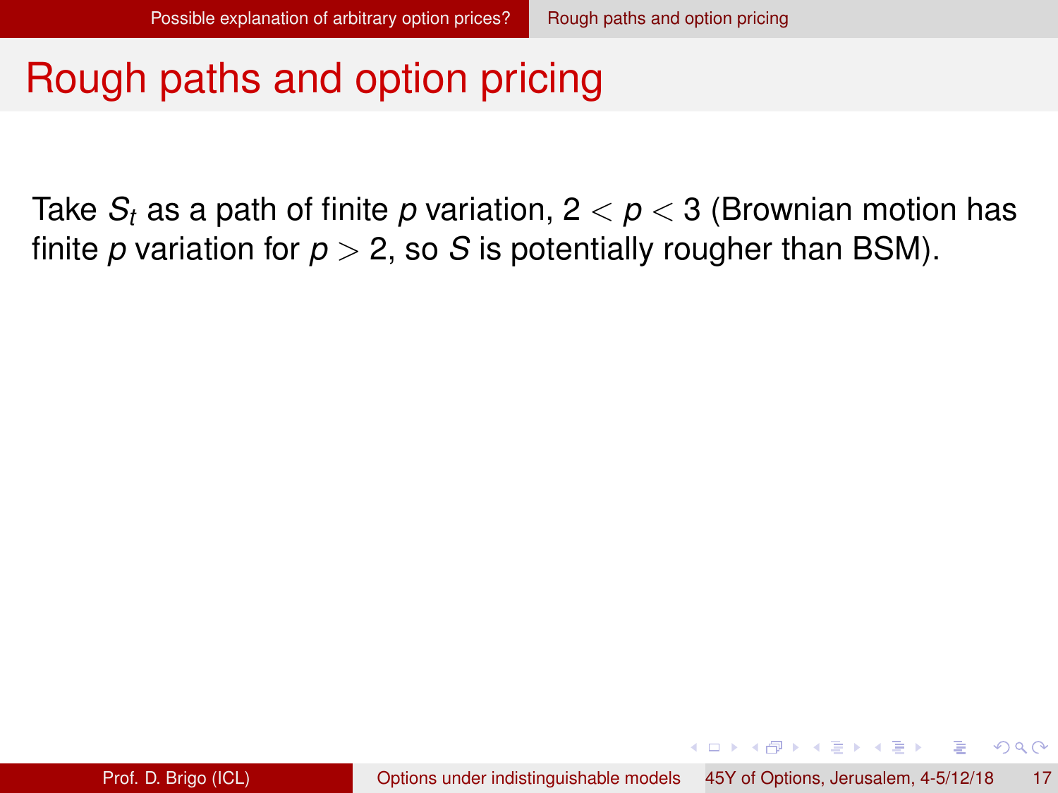# Rough paths and option pricing

Take $S_t$ as a path of finite $p$ variation, $2 < p < 3$ (Brownian motion has finite $p$ variation for $p > 2$, so $S$ is potentially rougher than BSM).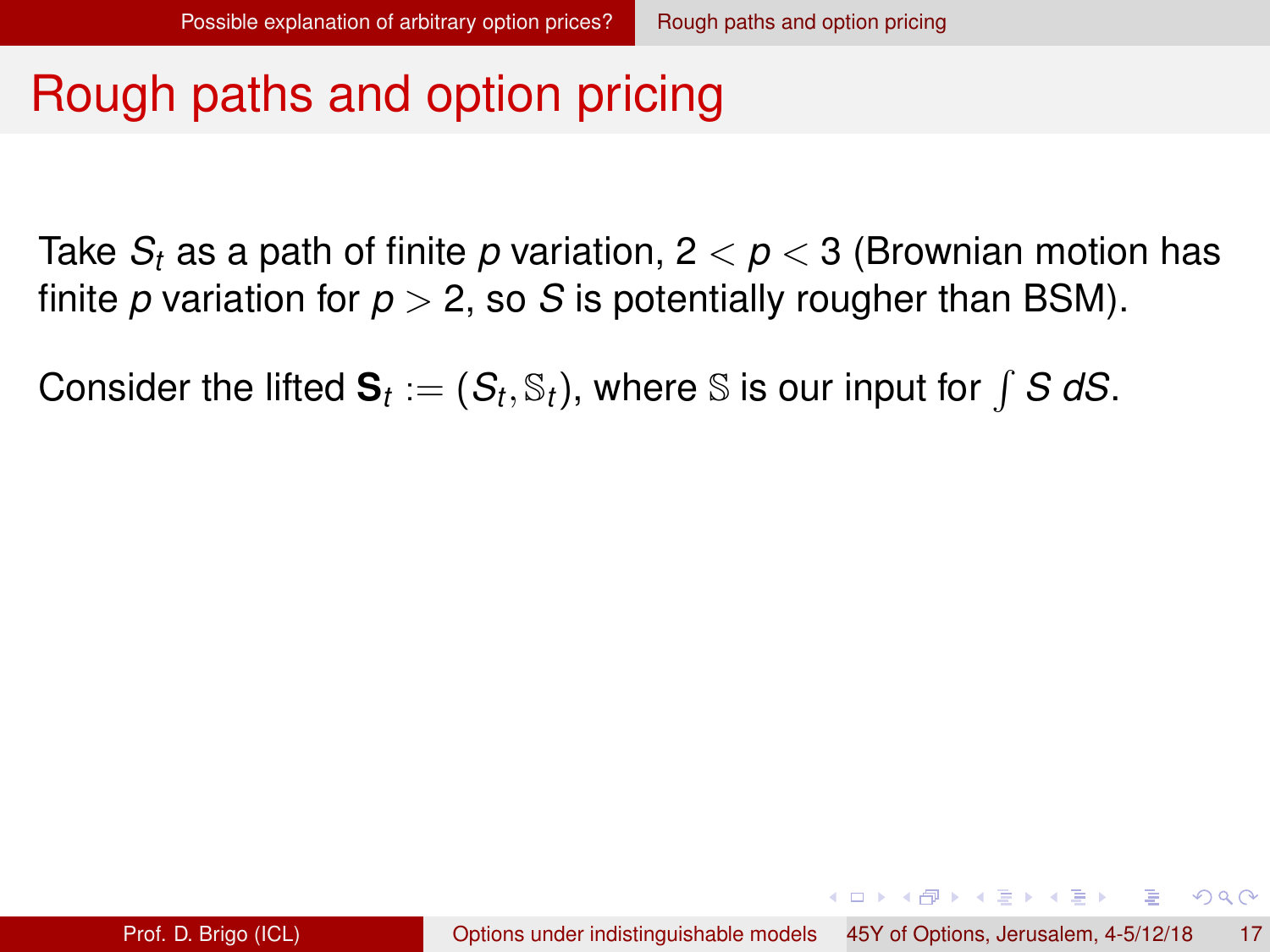# Rough paths and option pricing

Take $S_t$ as a path of finite $p$ variation, $2 < p < 3$ (Brownian motion has finite $p$ variation for $p > 2$, so $S$ is potentially rougher than BSM).

Consider the lifted $\mathbf{S}_t := (S_t, \mathbb{S}_t)$, where $\mathbb{S}$ is our input for $\int S\, dS$.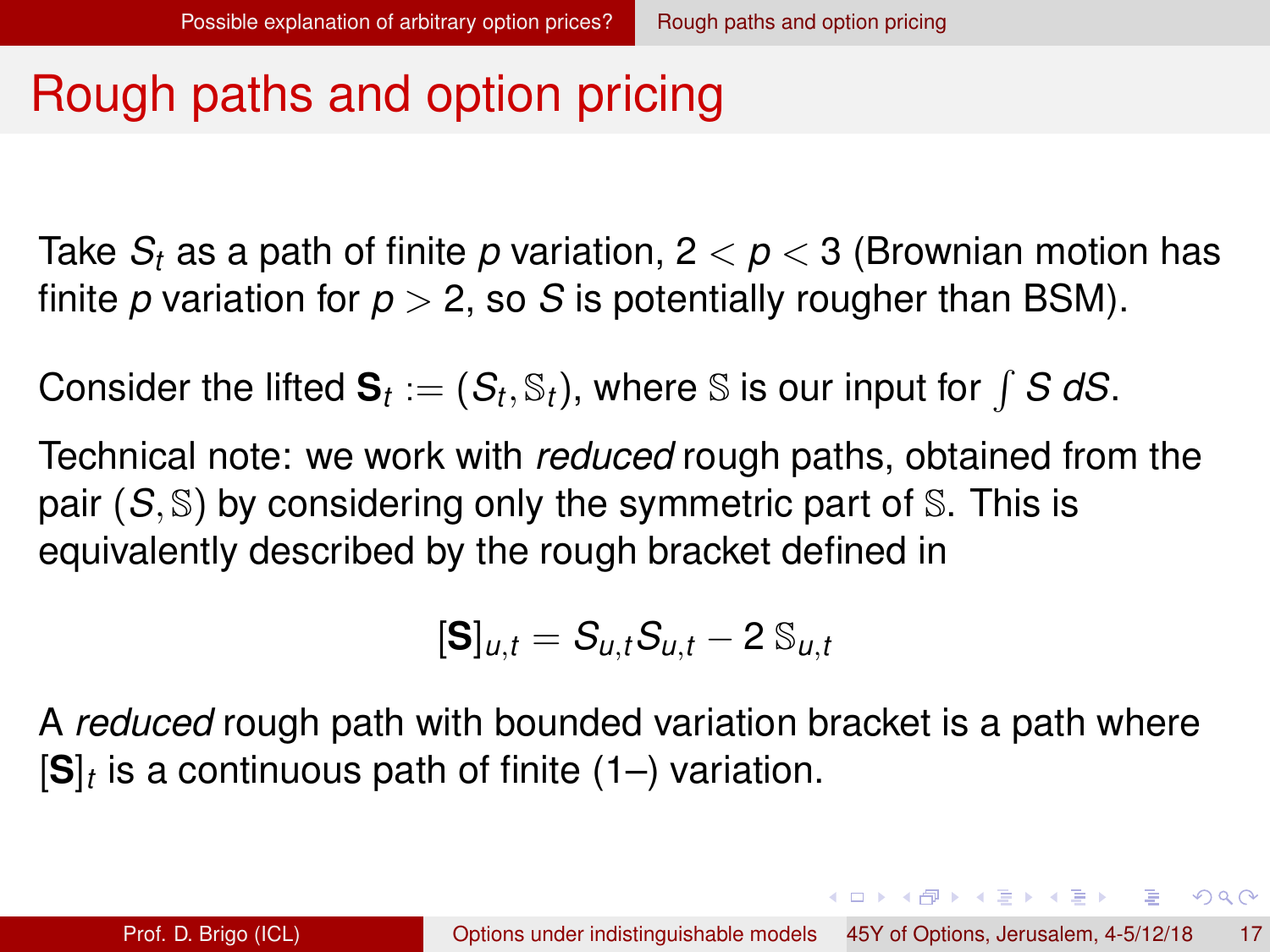# Rough paths and option pricing

Take $S_t$ as a path of finite $p$ variation, $2 < p < 3$ (Brownian motion has finite $p$ variation for $p > 2$, so $S$ is potentially rougher than BSM).

Consider the lifted $\mathbf{S}_t := (S_t, \mathbb{S}_t)$, where $\mathbb{S}$ is our input for $\int S \, dS$.

Technical note: we work with *reduced* rough paths, obtained from the pair $(S, \mathbb{S})$ by considering only the symmetric part of $\mathbb{S}$. This is equivalently described by the rough bracket defined in

$$[\mathbf{S}]_{u,t} = S_{u,t} S_{u,t} - 2\, \mathbb{S}_{u,t}$$

A *reduced* rough path with bounded variation bracket is a path where $[\mathbf{S}]_t$ is a continuous path of finite (1–) variation.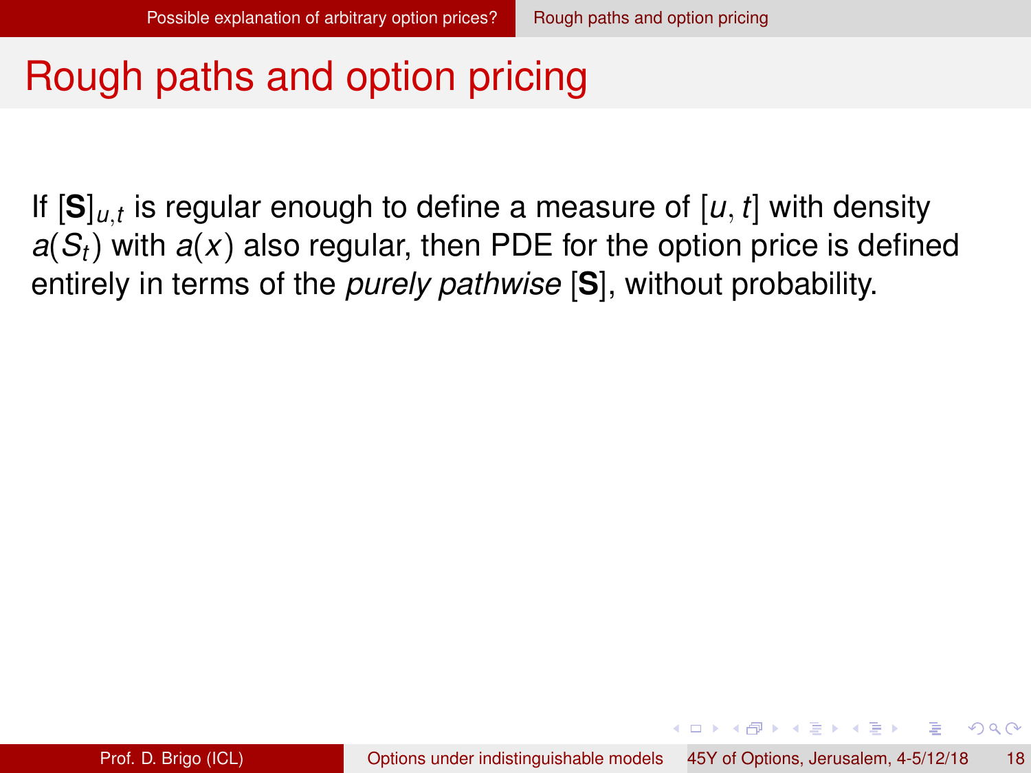# Rough paths and option pricing

If $[\mathbf{S}]_{u,t}$ is regular enough to define a measure of $[u, t]$ with density $a(S_t)$ with $a(x)$ also regular, then PDE for the option price is defined entirely in terms of the *purely pathwise* $[\mathbf{S}]$, without probability.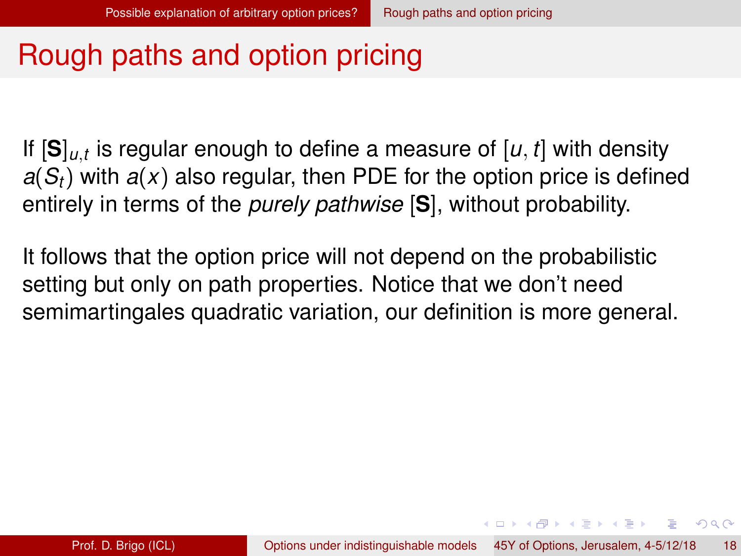# Rough paths and option pricing

If $[\mathbf{S}]_{u,t}$ is regular enough to define a measure of $[u, t]$ with density $a(S_t)$ with $a(x)$ also regular, then PDE for the option price is defined entirely in terms of the *purely pathwise* $[\mathbf{S}]$, without probability.

It follows that the option price will not depend on the probabilistic setting but only on path properties. Notice that we don't need semimartingales quadratic variation, our definition is more general.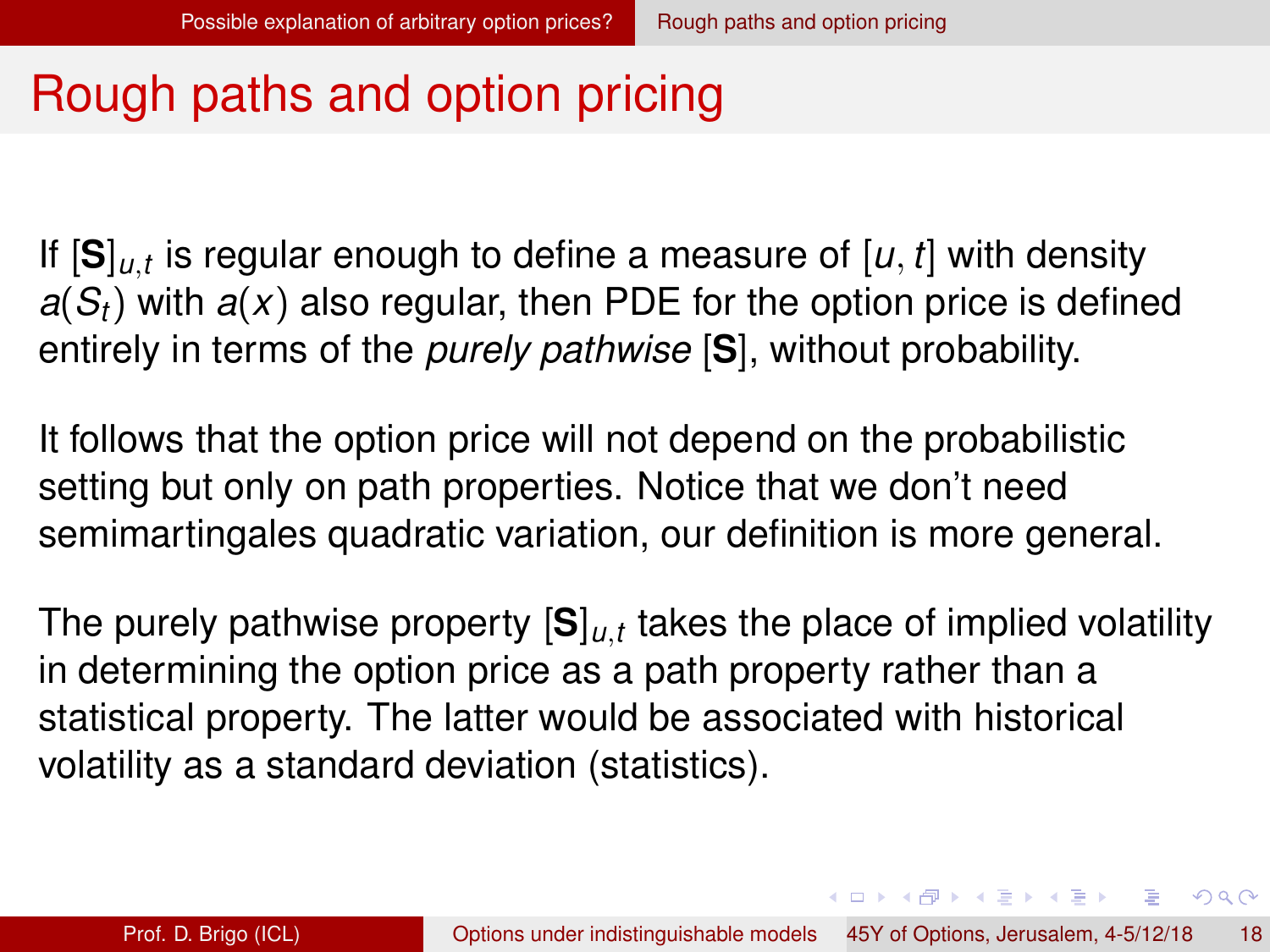# Rough paths and option pricing

If $[\mathbf{S}]_{u,t}$ is regular enough to define a measure of $[u, t]$ with density $a(S_t)$ with $a(x)$ also regular, then PDE for the option price is defined entirely in terms of the *purely pathwise* $[\mathbf{S}]$, without probability.

It follows that the option price will not depend on the probabilistic setting but only on path properties. Notice that we don't need semimartingales quadratic variation, our definition is more general.

The purely pathwise property $[\mathbf{S}]_{u,t}$ takes the place of implied volatility in determining the option price as a path property rather than a statistical property. The latter would be associated with historical volatility as a standard deviation (statistics).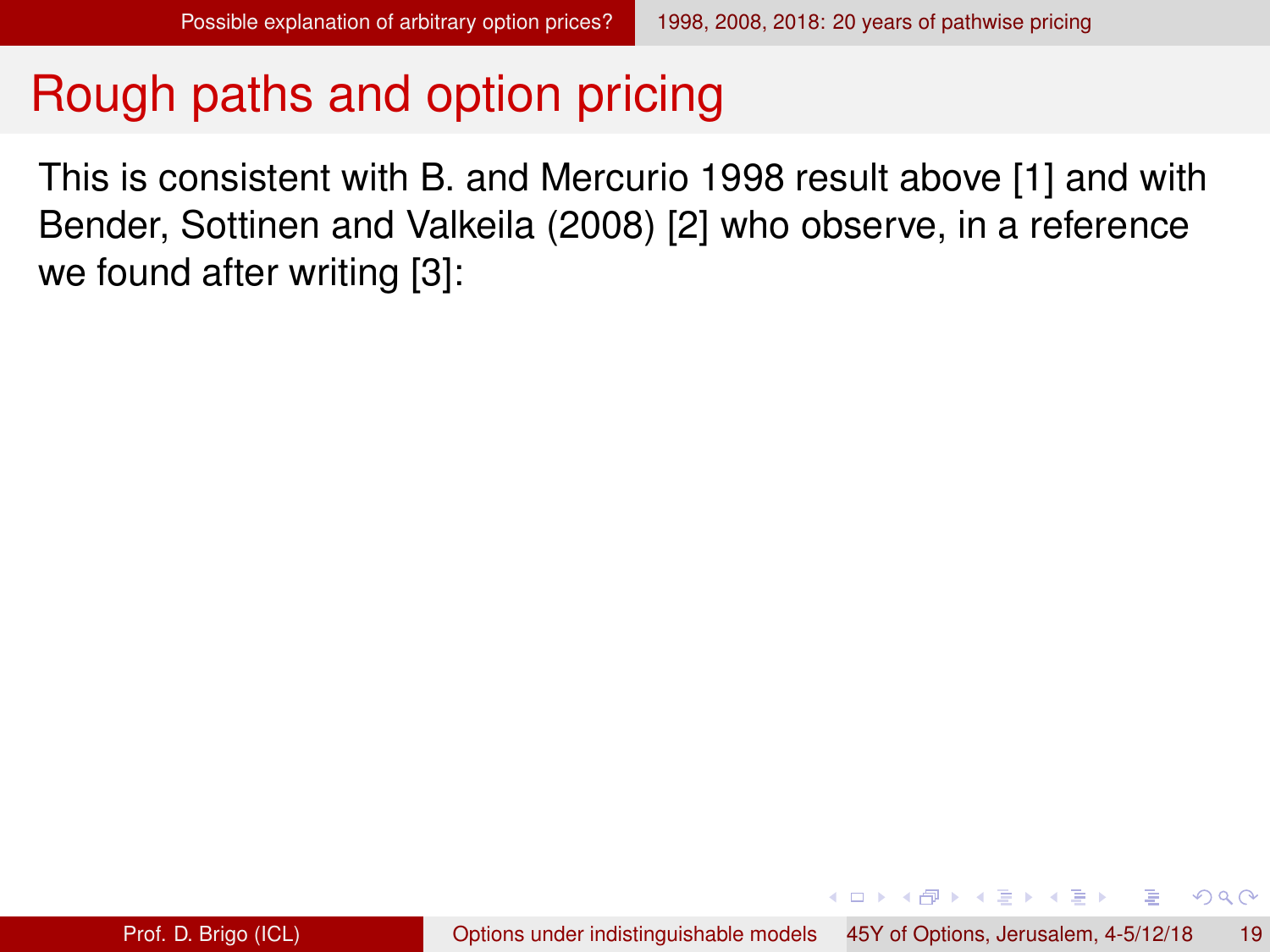# Rough paths and option pricing

This is consistent with B. and Mercurio 1998 result above [1] and with Bender, Sottinen and Valkeila (2008) [2] who observe, in a reference we found after writing [3]: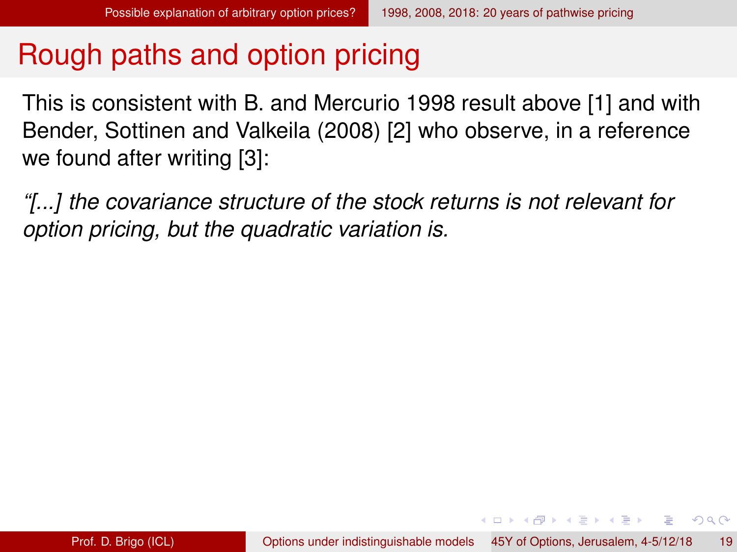# Rough paths and option pricing

This is consistent with B. and Mercurio 1998 result above [1] and with Bender, Sottinen and Valkeila (2008) [2] who observe, in a reference we found after writing [3]:

*“[...] the covariance structure of the stock returns is not relevant for option pricing, but the quadratic variation is.*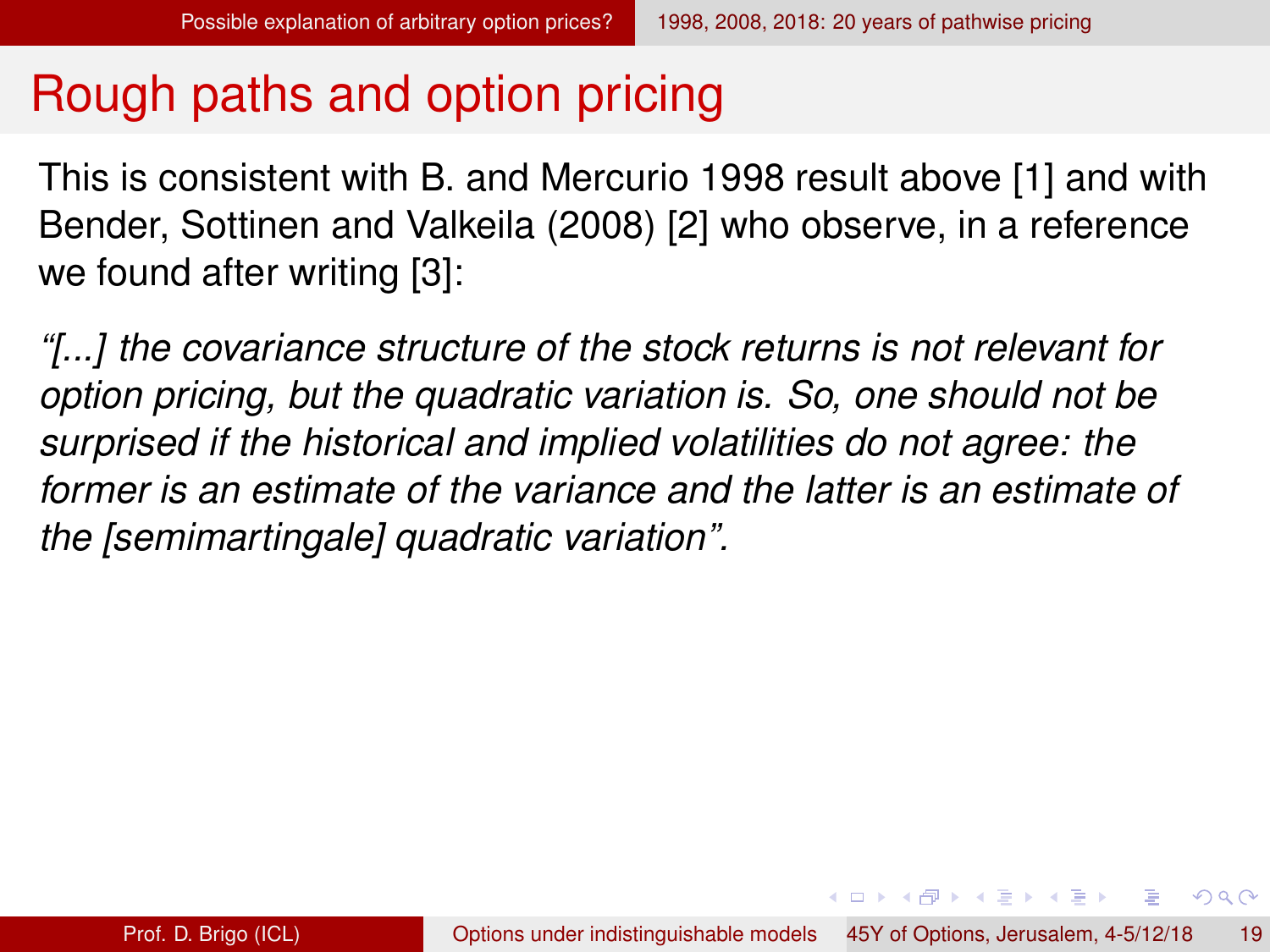# Rough paths and option pricing

This is consistent with B. and Mercurio 1998 result above [1] and with Bender, Sottinen and Valkeila (2008) [2] who observe, in a reference we found after writing [3]:

*“[...] the covariance structure of the stock returns is not relevant for option pricing, but the quadratic variation is. So, one should not be surprised if the historical and implied volatilities do not agree: the former is an estimate of the variance and the latter is an estimate of the [semimartingale] quadratic variation”.*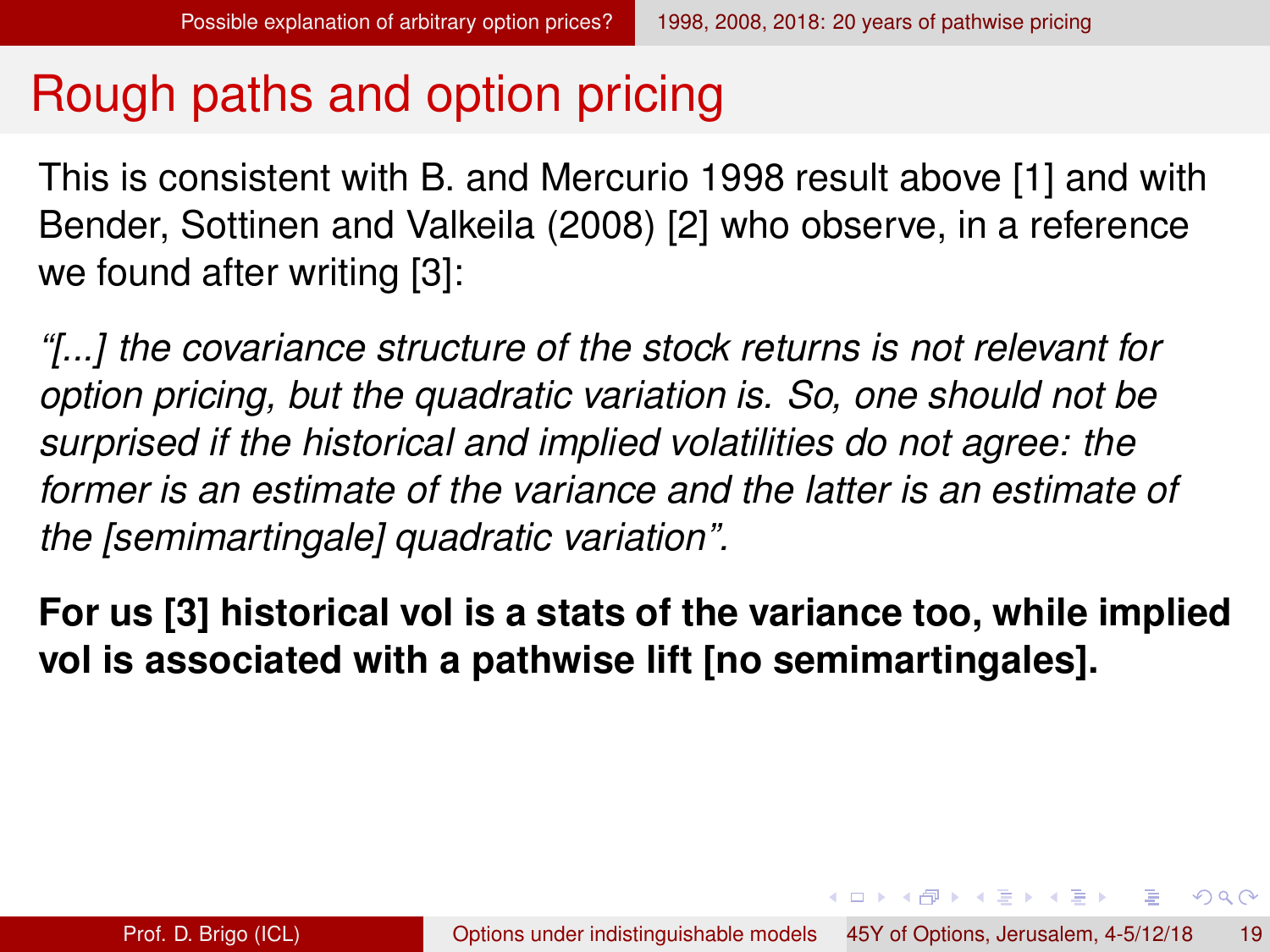# Rough paths and option pricing

This is consistent with B. and Mercurio 1998 result above [1] and with Bender, Sottinen and Valkeila (2008) [2] who observe, in a reference we found after writing [3]:

*“[...] the covariance structure of the stock returns is not relevant for option pricing, but the quadratic variation is. So, one should not be surprised if the historical and implied volatilities do not agree: the former is an estimate of the variance and the latter is an estimate of the [semimartingale] quadratic variation”.*

**For us [3] historical vol is a stats of the variance too, while implied vol is associated with a pathwise lift [no semimartingales].**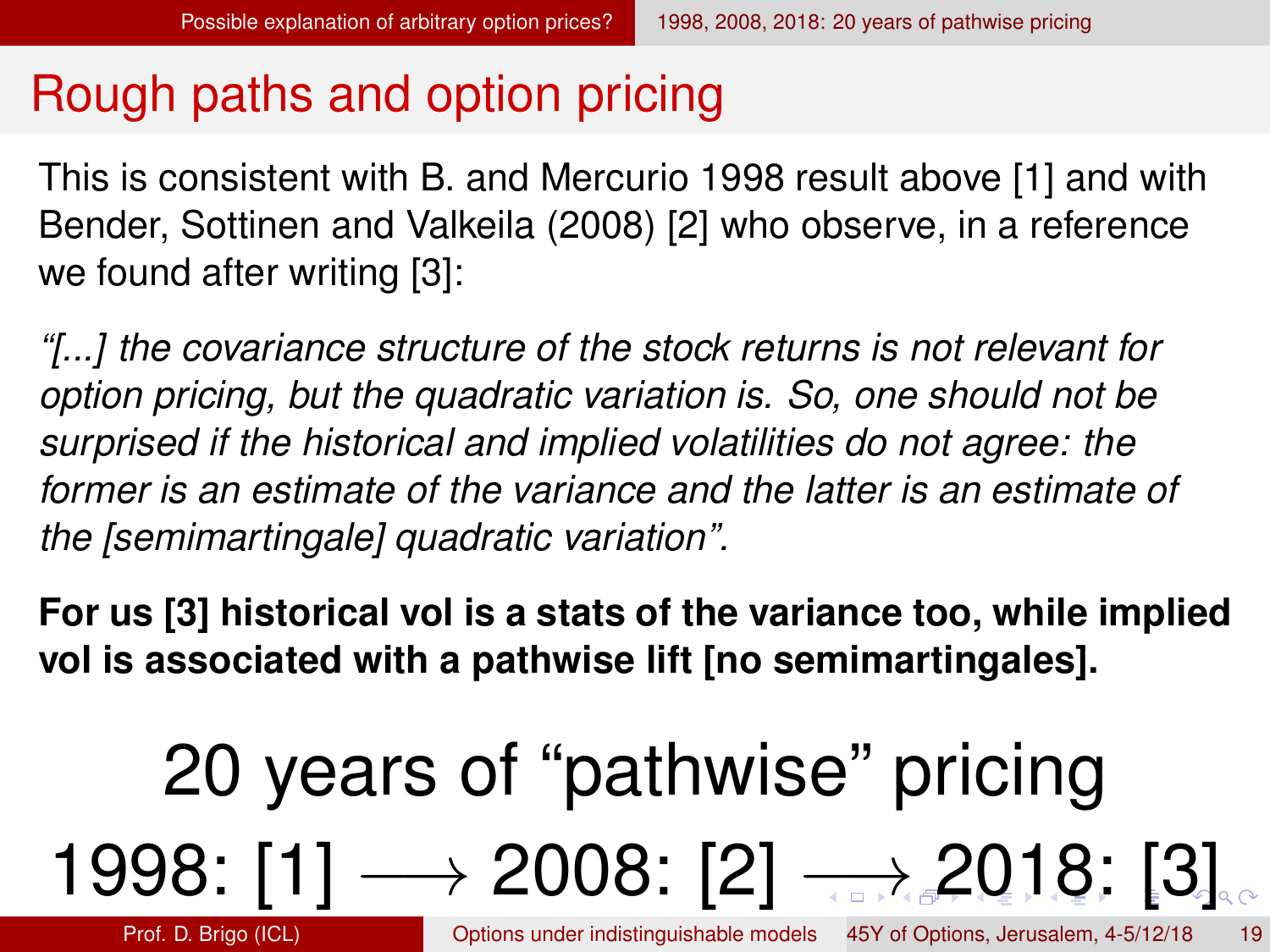# Rough paths and option pricing

This is consistent with B. and Mercurio 1998 result above [1] and with Bender, Sottinen and Valkeila (2008) [2] who observe, in a reference we found after writing [3]:

*"[...] the covariance structure of the stock returns is not relevant for option pricing, but the quadratic variation is. So, one should not be surprised if the historical and implied volatilities do not agree: the former is an estimate of the variance and the latter is an estimate of the [semimartingale] quadratic variation".*

**For us [3] historical vol is a stats of the variance too, while implied vol is associated with a pathwise lift [no semimartingales].**

20 years of "pathwise" pricing

1998: [1] $\longrightarrow$ 2008: [2] $\longrightarrow$ 2018: [3]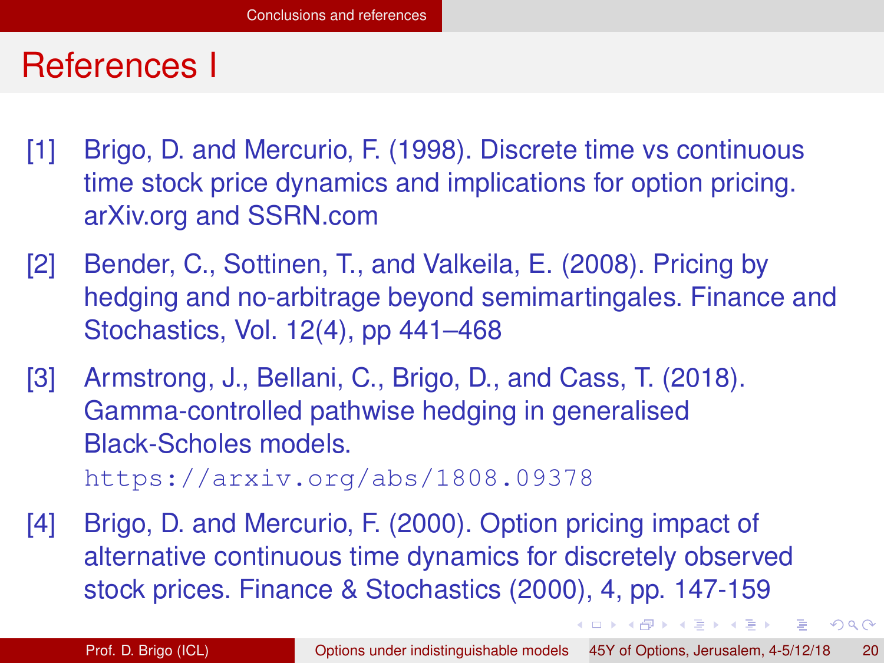# References I

[1] Brigo, D. and Mercurio, F. (1998). Discrete time vs continuous time stock price dynamics and implications for option pricing. arXiv.org and SSRN.com

[2] Bender, C., Sottinen, T., and Valkeila, E. (2008). Pricing by hedging and no-arbitrage beyond semimartingales. Finance and Stochastics, Vol. 12(4), pp 441–468

[3] Armstrong, J., Bellani, C., Brigo, D., and Cass, T. (2018). Gamma-controlled pathwise hedging in generalised Black-Scholes models. `https://arxiv.org/abs/1808.09378`

[4] Brigo, D. and Mercurio, F. (2000). Option pricing impact of alternative continuous time dynamics for discretely observed stock prices. Finance & Stochastics (2000), 4, pp. 147-159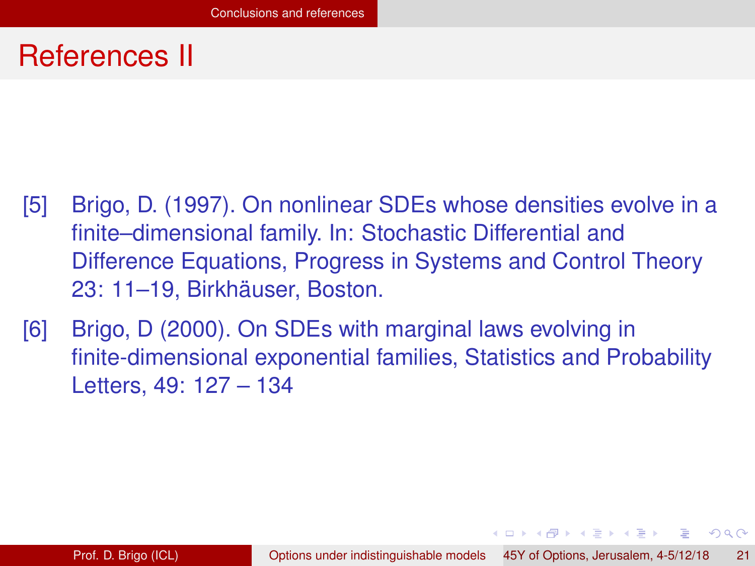# References II

[5] Brigo, D. (1997). On nonlinear SDEs whose densities evolve in a finite–dimensional family. In: Stochastic Differential and Difference Equations, Progress in Systems and Control Theory 23: 11–19, Birkhäuser, Boston.

[6] Brigo, D (2000). On SDEs with marginal laws evolving in finite-dimensional exponential families, Statistics and Probability Letters, 49: 127 – 134